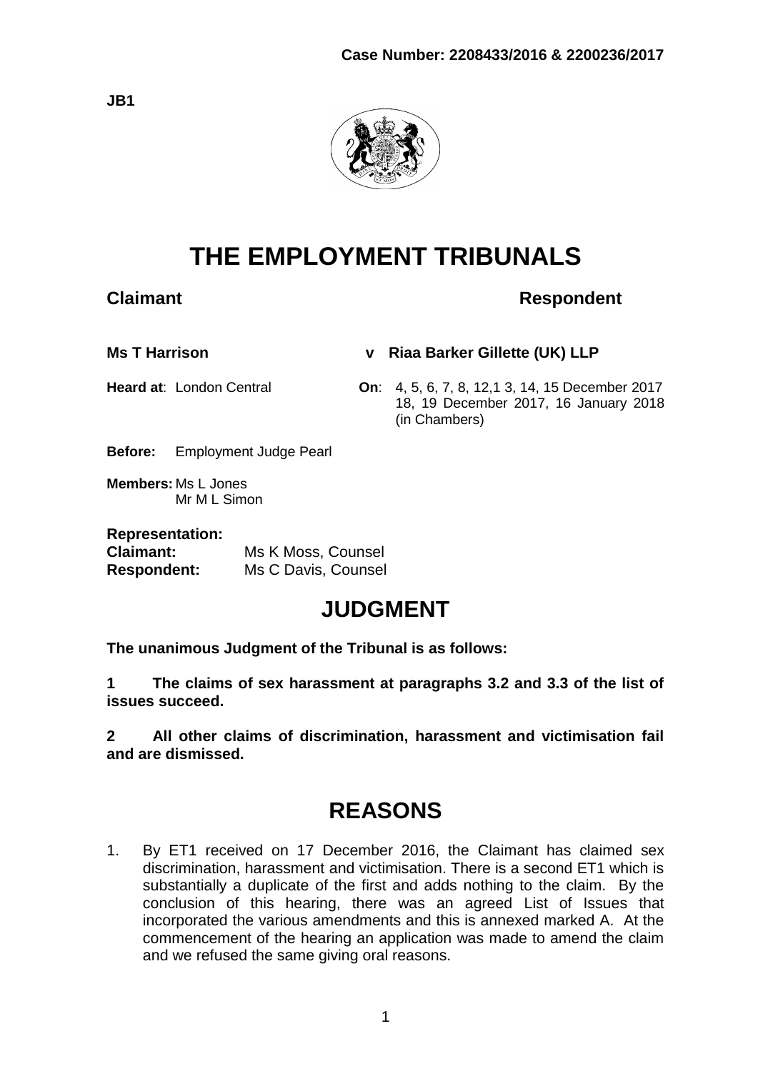**Case Number: 2208433/2016 & 2200236/2017**

**JB1**

# THE EMPLOYMENT TRIBUNALS

**Claimant** **Respondent**

**Ms T Harrison** **v** **Riaa Barker Gillette (UK) LLP**

**Heard at**: London Central **On**: 4, 5, 6, 7, 8, 12,1 3, 14, 15 December 2017 18, 19 December 2017, 16 January 2018 (in Chambers)

**Before:** Employment Judge Pearl

**Members:** Ms L Jones
Mr M L Simon

**Representation:**
**Claimant:** Ms K Moss, Counsel
**Respondent:** Ms C Davis, Counsel

## JUDGMENT

**The unanimous Judgment of the Tribunal is as follows:**

**1 The claims of sex harassment at paragraphs 3.2 and 3.3 of the list of issues succeed.**

**2 All other claims of discrimination, harassment and victimisation fail and are dismissed.**

## REASONS

1. By ET1 received on 17 December 2016, the Claimant has claimed sex discrimination, harassment and victimisation. There is a second ET1 which is substantially a duplicate of the first and adds nothing to the claim. By the conclusion of this hearing, there was an agreed List of Issues that incorporated the various amendments and this is annexed marked A. At the commencement of the hearing an application was made to amend the claim and we refused the same giving oral reasons.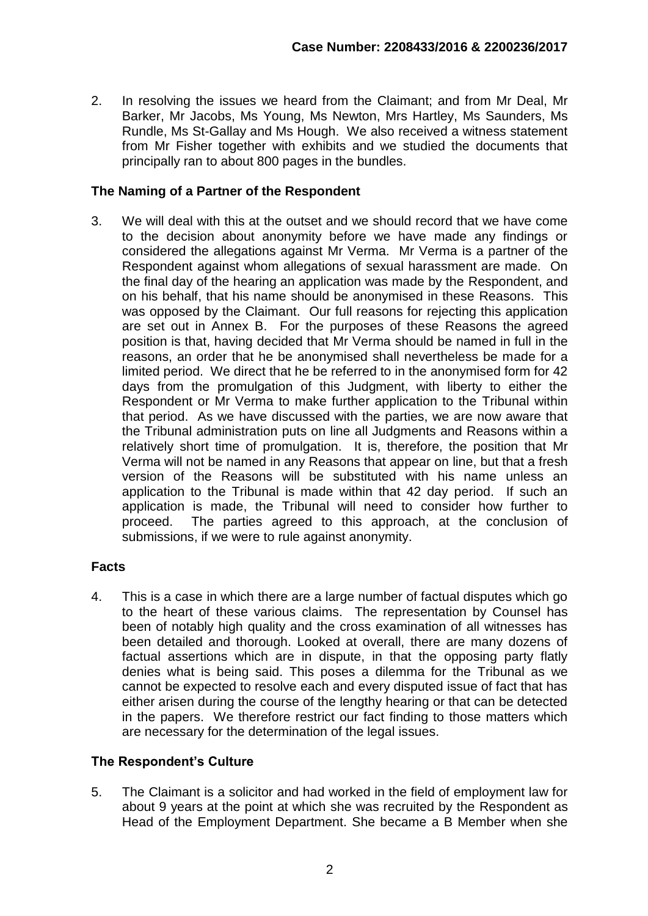2. In resolving the issues we heard from the Claimant; and from Mr Deal, Mr Barker, Mr Jacobs, Ms Young, Ms Newton, Mrs Hartley, Ms Saunders, Ms Rundle, Ms St-Gallay and Ms Hough. We also received a witness statement from Mr Fisher together with exhibits and we studied the documents that principally ran to about 800 pages in the bundles.

## The Naming of a Partner of the Respondent

3. We will deal with this at the outset and we should record that we have come to the decision about anonymity before we have made any findings or considered the allegations against Mr Verma. Mr Verma is a partner of the Respondent against whom allegations of sexual harassment are made. On the final day of the hearing an application was made by the Respondent, and on his behalf, that his name should be anonymised in these Reasons. This was opposed by the Claimant. Our full reasons for rejecting this application are set out in Annex B. For the purposes of these Reasons the agreed position is that, having decided that Mr Verma should be named in full in the reasons, an order that he be anonymised shall nevertheless be made for a limited period. We direct that he be referred to in the anonymised form for 42 days from the promulgation of this Judgment, with liberty to either the Respondent or Mr Verma to make further application to the Tribunal within that period. As we have discussed with the parties, we are now aware that the Tribunal administration puts on line all Judgments and Reasons within a relatively short time of promulgation. It is, therefore, the position that Mr Verma will not be named in any Reasons that appear on line, but that a fresh version of the Reasons will be substituted with his name unless an application to the Tribunal is made within that 42 day period. If such an application is made, the Tribunal will need to consider how further to proceed. The parties agreed to this approach, at the conclusion of submissions, if we were to rule against anonymity.

## Facts

4. This is a case in which there are a large number of factual disputes which go to the heart of these various claims. The representation by Counsel has been of notably high quality and the cross examination of all witnesses has been detailed and thorough. Looked at overall, there are many dozens of factual assertions which are in dispute, in that the opposing party flatly denies what is being said. This poses a dilemma for the Tribunal as we cannot be expected to resolve each and every disputed issue of fact that has either arisen during the course of the lengthy hearing or that can be detected in the papers. We therefore restrict our fact finding to those matters which are necessary for the determination of the legal issues.

## The Respondent's Culture

5. The Claimant is a solicitor and had worked in the field of employment law for about 9 years at the point at which she was recruited by the Respondent as Head of the Employment Department. She became a B Member when she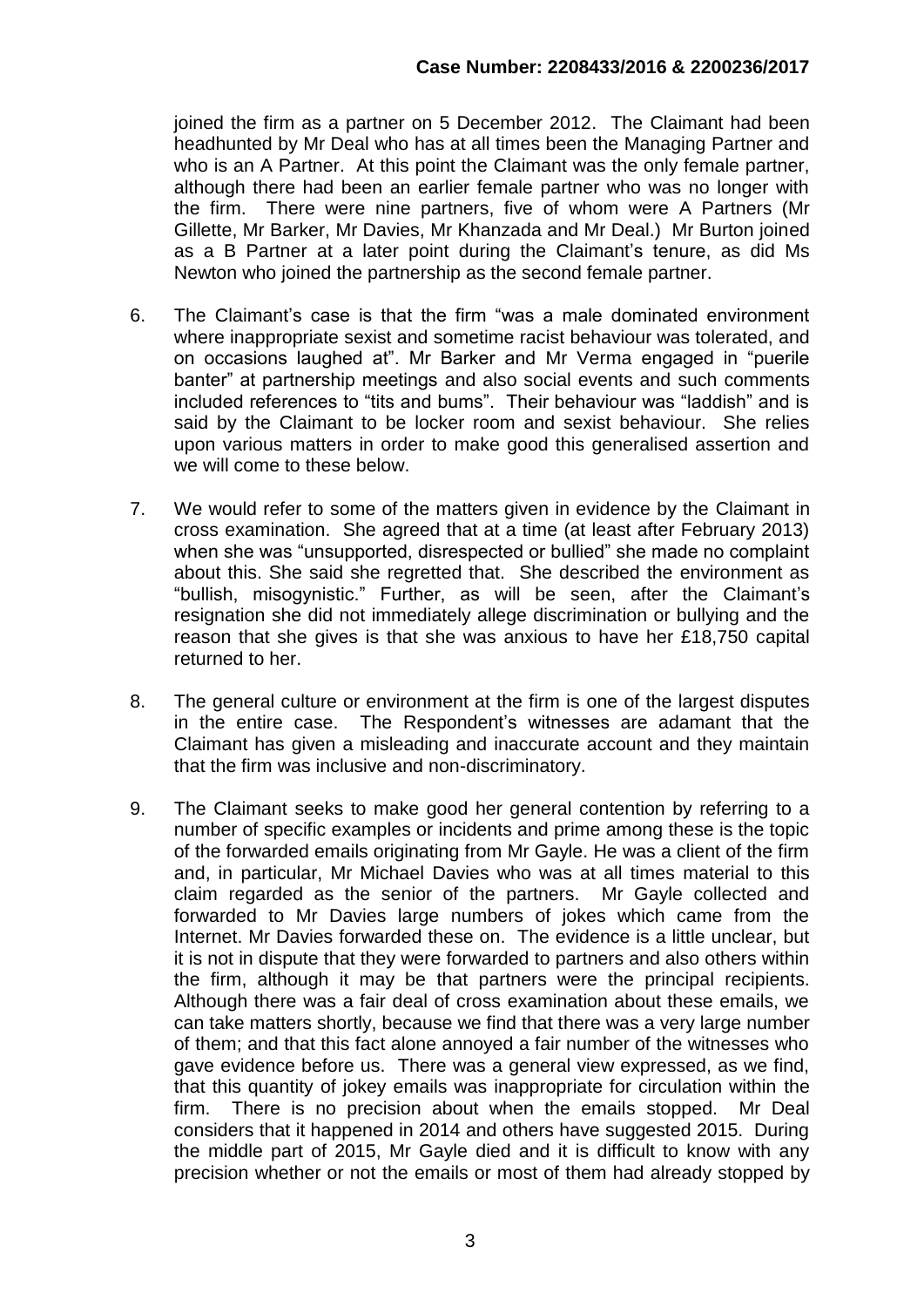joined the firm as a partner on 5 December 2012. The Claimant had been headhunted by Mr Deal who has at all times been the Managing Partner and who is an A Partner. At this point the Claimant was the only female partner, although there had been an earlier female partner who was no longer with the firm. There were nine partners, five of whom were A Partners (Mr Gillette, Mr Barker, Mr Davies, Mr Khanzada and Mr Deal.) Mr Burton joined as a B Partner at a later point during the Claimant's tenure, as did Ms Newton who joined the partnership as the second female partner.

6. The Claimant's case is that the firm "was a male dominated environment where inappropriate sexist and sometime racist behaviour was tolerated, and on occasions laughed at". Mr Barker and Mr Verma engaged in "puerile banter" at partnership meetings and also social events and such comments included references to "tits and bums". Their behaviour was "laddish" and is said by the Claimant to be locker room and sexist behaviour. She relies upon various matters in order to make good this generalised assertion and we will come to these below.

7. We would refer to some of the matters given in evidence by the Claimant in cross examination. She agreed that at a time (at least after February 2013) when she was "unsupported, disrespected or bullied" she made no complaint about this. She said she regretted that. She described the environment as "bullish, misogynistic." Further, as will be seen, after the Claimant's resignation she did not immediately allege discrimination or bullying and the reason that she gives is that she was anxious to have her £18,750 capital returned to her.

8. The general culture or environment at the firm is one of the largest disputes in the entire case. The Respondent's witnesses are adamant that the Claimant has given a misleading and inaccurate account and they maintain that the firm was inclusive and non-discriminatory.

9. The Claimant seeks to make good her general contention by referring to a number of specific examples or incidents and prime among these is the topic of the forwarded emails originating from Mr Gayle. He was a client of the firm and, in particular, Mr Michael Davies who was at all times material to this claim regarded as the senior of the partners. Mr Gayle collected and forwarded to Mr Davies large numbers of jokes which came from the Internet. Mr Davies forwarded these on. The evidence is a little unclear, but it is not in dispute that they were forwarded to partners and also others within the firm, although it may be that partners were the principal recipients. Although there was a fair deal of cross examination about these emails, we can take matters shortly, because we find that there was a very large number of them; and that this fact alone annoyed a fair number of the witnesses who gave evidence before us. There was a general view expressed, as we find, that this quantity of jokey emails was inappropriate for circulation within the firm. There is no precision about when the emails stopped. Mr Deal considers that it happened in 2014 and others have suggested 2015. During the middle part of 2015, Mr Gayle died and it is difficult to know with any precision whether or not the emails or most of them had already stopped by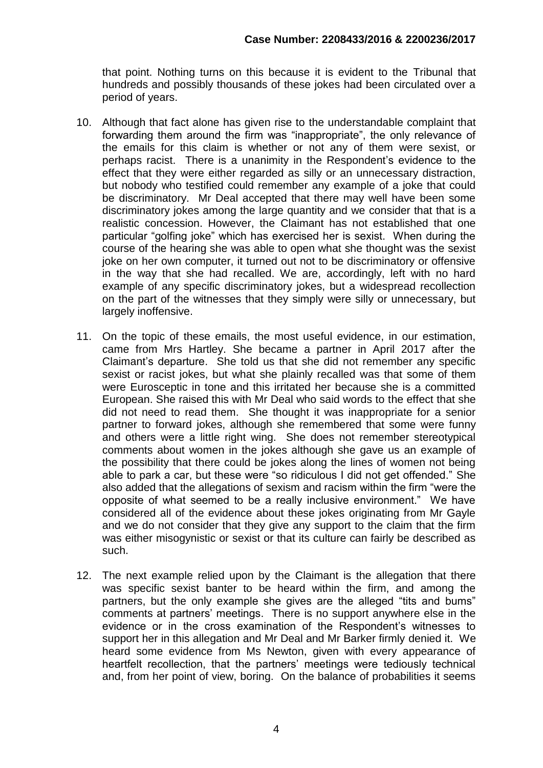that point. Nothing turns on this because it is evident to the Tribunal that hundreds and possibly thousands of these jokes had been circulated over a period of years.

10. Although that fact alone has given rise to the understandable complaint that forwarding them around the firm was "inappropriate", the only relevance of the emails for this claim is whether or not any of them were sexist, or perhaps racist. There is a unanimity in the Respondent's evidence to the effect that they were either regarded as silly or an unnecessary distraction, but nobody who testified could remember any example of a joke that could be discriminatory. Mr Deal accepted that there may well have been some discriminatory jokes among the large quantity and we consider that that is a realistic concession. However, the Claimant has not established that one particular "golfing joke" which has exercised her is sexist. When during the course of the hearing she was able to open what she thought was the sexist joke on her own computer, it turned out not to be discriminatory or offensive in the way that she had recalled. We are, accordingly, left with no hard example of any specific discriminatory jokes, but a widespread recollection on the part of the witnesses that they simply were silly or unnecessary, but largely inoffensive.

11. On the topic of these emails, the most useful evidence, in our estimation, came from Mrs Hartley. She became a partner in April 2017 after the Claimant's departure. She told us that she did not remember any specific sexist or racist jokes, but what she plainly recalled was that some of them were Eurosceptic in tone and this irritated her because she is a committed European. She raised this with Mr Deal who said words to the effect that she did not need to read them. She thought it was inappropriate for a senior partner to forward jokes, although she remembered that some were funny and others were a little right wing. She does not remember stereotypical comments about women in the jokes although she gave us an example of the possibility that there could be jokes along the lines of women not being able to park a car, but these were "so ridiculous I did not get offended." She also added that the allegations of sexism and racism within the firm "were the opposite of what seemed to be a really inclusive environment." We have considered all of the evidence about these jokes originating from Mr Gayle and we do not consider that they give any support to the claim that the firm was either misogynistic or sexist or that its culture can fairly be described as such.

12. The next example relied upon by the Claimant is the allegation that there was specific sexist banter to be heard within the firm, and among the partners, but the only example she gives are the alleged "tits and bums" comments at partners' meetings. There is no support anywhere else in the evidence or in the cross examination of the Respondent's witnesses to support her in this allegation and Mr Deal and Mr Barker firmly denied it. We heard some evidence from Ms Newton, given with every appearance of heartfelt recollection, that the partners' meetings were tediously technical and, from her point of view, boring. On the balance of probabilities it seems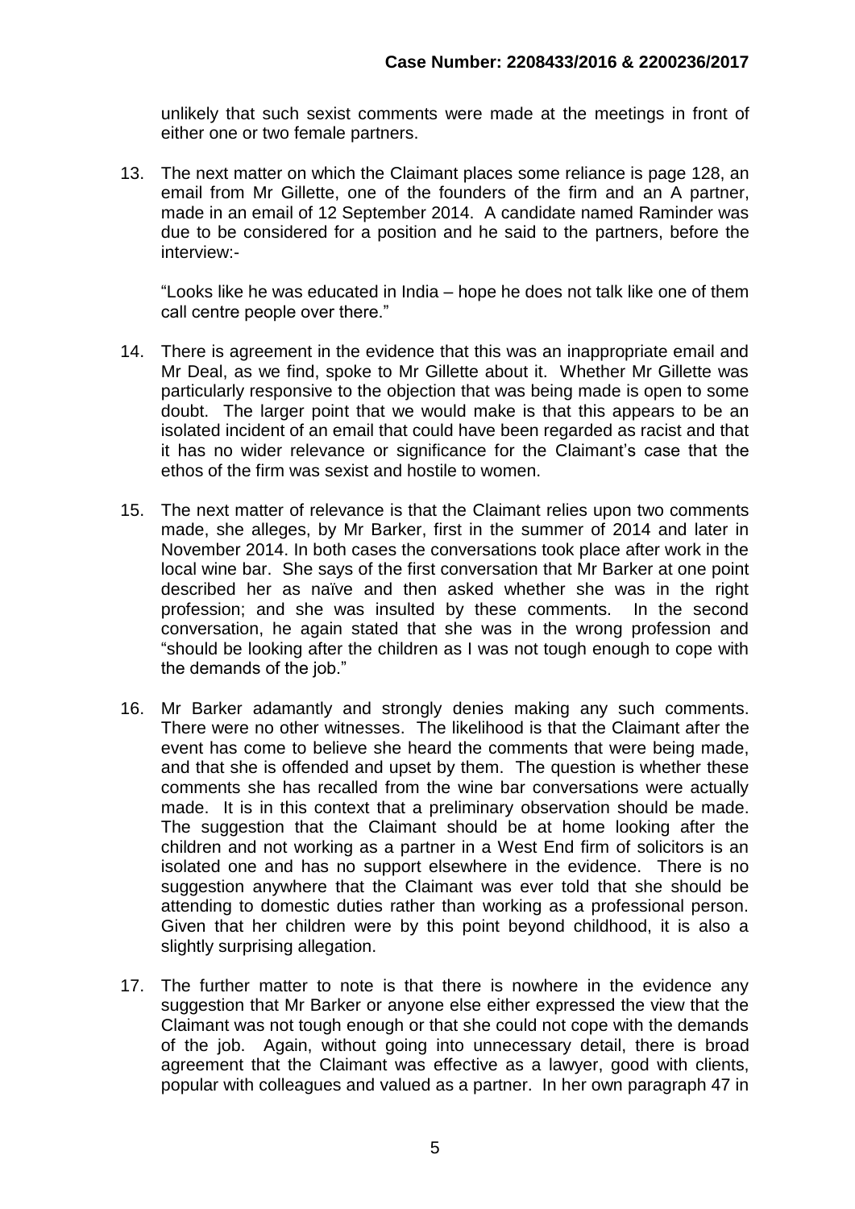unlikely that such sexist comments were made at the meetings in front of either one or two female partners.

13. The next matter on which the Claimant places some reliance is page 128, an email from Mr Gillette, one of the founders of the firm and an A partner, made in an email of 12 September 2014. A candidate named Raminder was due to be considered for a position and he said to the partners, before the interview:-

    "Looks like he was educated in India – hope he does not talk like one of them call centre people over there."

14. There is agreement in the evidence that this was an inappropriate email and Mr Deal, as we find, spoke to Mr Gillette about it. Whether Mr Gillette was particularly responsive to the objection that was being made is open to some doubt. The larger point that we would make is that this appears to be an isolated incident of an email that could have been regarded as racist and that it has no wider relevance or significance for the Claimant's case that the ethos of the firm was sexist and hostile to women.

15. The next matter of relevance is that the Claimant relies upon two comments made, she alleges, by Mr Barker, first in the summer of 2014 and later in November 2014. In both cases the conversations took place after work in the local wine bar. She says of the first conversation that Mr Barker at one point described her as naïve and then asked whether she was in the right profession; and she was insulted by these comments. In the second conversation, he again stated that she was in the wrong profession and "should be looking after the children as I was not tough enough to cope with the demands of the job."

16. Mr Barker adamantly and strongly denies making any such comments. There were no other witnesses. The likelihood is that the Claimant after the event has come to believe she heard the comments that were being made, and that she is offended and upset by them. The question is whether these comments she has recalled from the wine bar conversations were actually made. It is in this context that a preliminary observation should be made. The suggestion that the Claimant should be at home looking after the children and not working as a partner in a West End firm of solicitors is an isolated one and has no support elsewhere in the evidence. There is no suggestion anywhere that the Claimant was ever told that she should be attending to domestic duties rather than working as a professional person. Given that her children were by this point beyond childhood, it is also a slightly surprising allegation.

17. The further matter to note is that there is nowhere in the evidence any suggestion that Mr Barker or anyone else either expressed the view that the Claimant was not tough enough or that she could not cope with the demands of the job. Again, without going into unnecessary detail, there is broad agreement that the Claimant was effective as a lawyer, good with clients, popular with colleagues and valued as a partner. In her own paragraph 47 in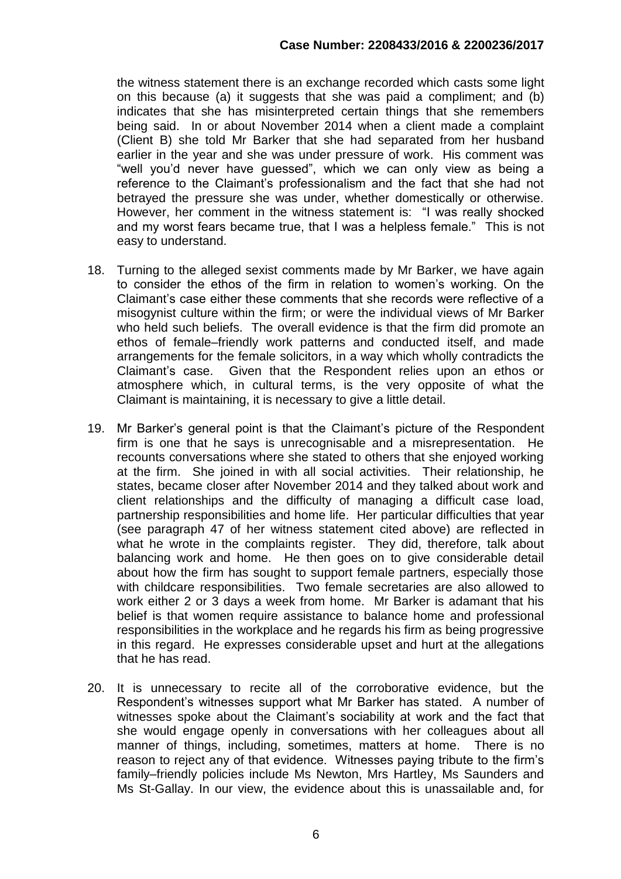the witness statement there is an exchange recorded which casts some light on this because (a) it suggests that she was paid a compliment; and (b) indicates that she has misinterpreted certain things that she remembers being said. In or about November 2014 when a client made a complaint (Client B) she told Mr Barker that she had separated from her husband earlier in the year and she was under pressure of work. His comment was "well you'd never have guessed", which we can only view as being a reference to the Claimant's professionalism and the fact that she had not betrayed the pressure she was under, whether domestically or otherwise. However, her comment in the witness statement is: "I was really shocked and my worst fears became true, that I was a helpless female." This is not easy to understand.

18. Turning to the alleged sexist comments made by Mr Barker, we have again to consider the ethos of the firm in relation to women's working. On the Claimant's case either these comments that she records were reflective of a misogynist culture within the firm; or were the individual views of Mr Barker who held such beliefs. The overall evidence is that the firm did promote an ethos of female–friendly work patterns and conducted itself, and made arrangements for the female solicitors, in a way which wholly contradicts the Claimant's case. Given that the Respondent relies upon an ethos or atmosphere which, in cultural terms, is the very opposite of what the Claimant is maintaining, it is necessary to give a little detail.

19. Mr Barker's general point is that the Claimant's picture of the Respondent firm is one that he says is unrecognisable and a misrepresentation. He recounts conversations where she stated to others that she enjoyed working at the firm. She joined in with all social activities. Their relationship, he states, became closer after November 2014 and they talked about work and client relationships and the difficulty of managing a difficult case load, partnership responsibilities and home life. Her particular difficulties that year (see paragraph 47 of her witness statement cited above) are reflected in what he wrote in the complaints register. They did, therefore, talk about balancing work and home. He then goes on to give considerable detail about how the firm has sought to support female partners, especially those with childcare responsibilities. Two female secretaries are also allowed to work either 2 or 3 days a week from home. Mr Barker is adamant that his belief is that women require assistance to balance home and professional responsibilities in the workplace and he regards his firm as being progressive in this regard. He expresses considerable upset and hurt at the allegations that he has read.

20. It is unnecessary to recite all of the corroborative evidence, but the Respondent's witnesses support what Mr Barker has stated. A number of witnesses spoke about the Claimant's sociability at work and the fact that she would engage openly in conversations with her colleagues about all manner of things, including, sometimes, matters at home. There is no reason to reject any of that evidence. Witnesses paying tribute to the firm's family–friendly policies include Ms Newton, Mrs Hartley, Ms Saunders and Ms St-Gallay. In our view, the evidence about this is unassailable and, for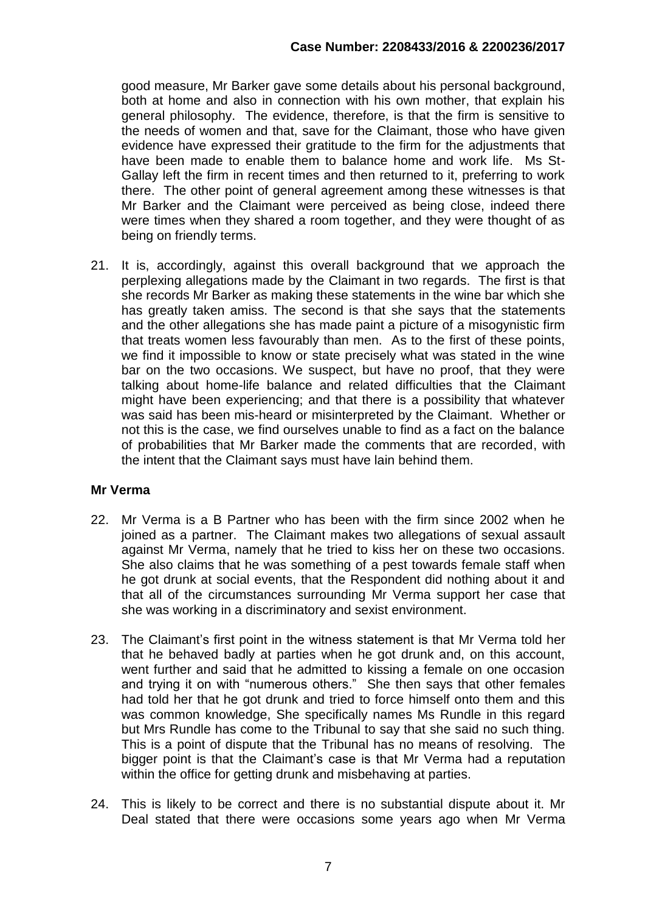good measure, Mr Barker gave some details about his personal background, both at home and also in connection with his own mother, that explain his general philosophy. The evidence, therefore, is that the firm is sensitive to the needs of women and that, save for the Claimant, those who have given evidence have expressed their gratitude to the firm for the adjustments that have been made to enable them to balance home and work life. Ms St-Gallay left the firm in recent times and then returned to it, preferring to work there. The other point of general agreement among these witnesses is that Mr Barker and the Claimant were perceived as being close, indeed there were times when they shared a room together, and they were thought of as being on friendly terms.

21. It is, accordingly, against this overall background that we approach the perplexing allegations made by the Claimant in two regards. The first is that she records Mr Barker as making these statements in the wine bar which she has greatly taken amiss. The second is that she says that the statements and the other allegations she has made paint a picture of a misogynistic firm that treats women less favourably than men. As to the first of these points, we find it impossible to know or state precisely what was stated in the wine bar on the two occasions. We suspect, but have no proof, that they were talking about home-life balance and related difficulties that the Claimant might have been experiencing; and that there is a possibility that whatever was said has been mis-heard or misinterpreted by the Claimant. Whether or not this is the case, we find ourselves unable to find as a fact on the balance of probabilities that Mr Barker made the comments that are recorded, with the intent that the Claimant says must have lain behind them.

## Mr Verma

22. Mr Verma is a B Partner who has been with the firm since 2002 when he joined as a partner. The Claimant makes two allegations of sexual assault against Mr Verma, namely that he tried to kiss her on these two occasions. She also claims that he was something of a pest towards female staff when he got drunk at social events, that the Respondent did nothing about it and that all of the circumstances surrounding Mr Verma support her case that she was working in a discriminatory and sexist environment.

23. The Claimant's first point in the witness statement is that Mr Verma told her that he behaved badly at parties when he got drunk and, on this account, went further and said that he admitted to kissing a female on one occasion and trying it on with "numerous others." She then says that other females had told her that he got drunk and tried to force himself onto them and this was common knowledge, She specifically names Ms Rundle in this regard but Mrs Rundle has come to the Tribunal to say that she said no such thing. This is a point of dispute that the Tribunal has no means of resolving. The bigger point is that the Claimant's case is that Mr Verma had a reputation within the office for getting drunk and misbehaving at parties.

24. This is likely to be correct and there is no substantial dispute about it. Mr Deal stated that there were occasions some years ago when Mr Verma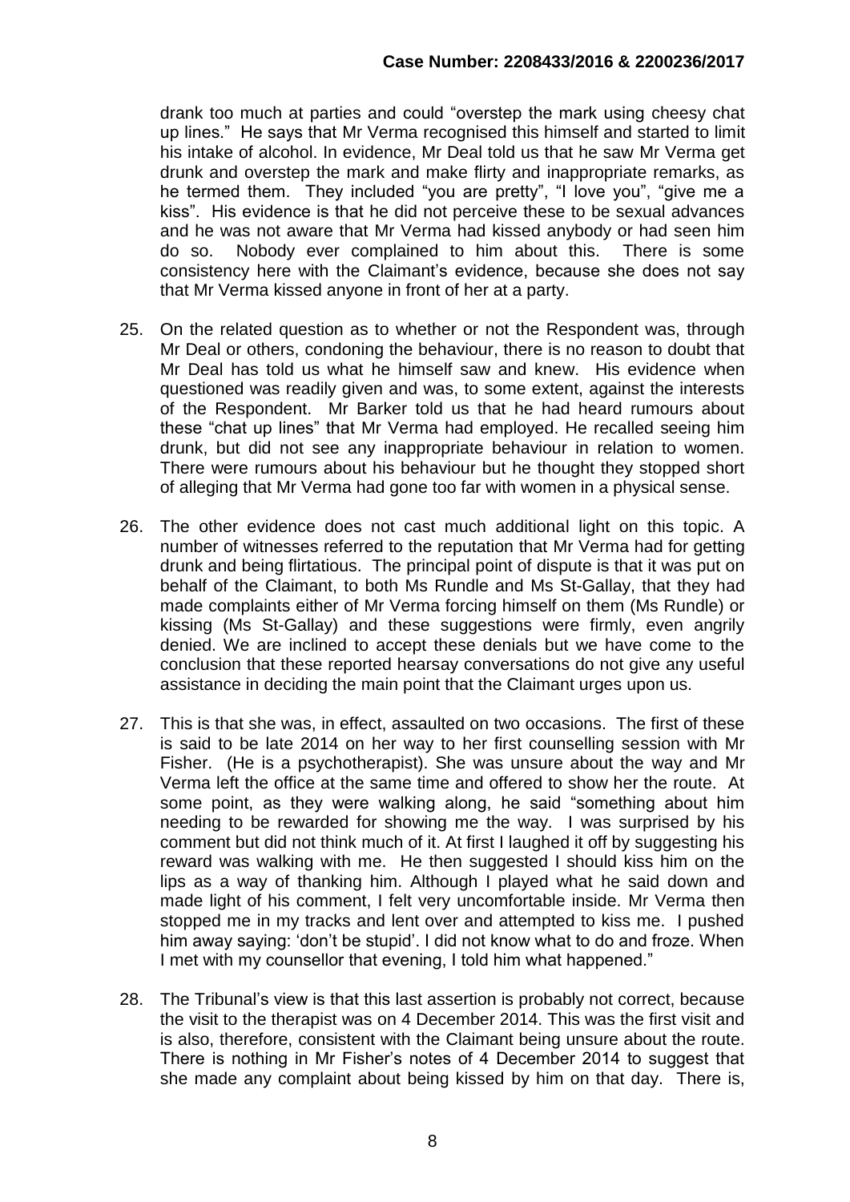drank too much at parties and could "overstep the mark using cheesy chat up lines." He says that Mr Verma recognised this himself and started to limit his intake of alcohol. In evidence, Mr Deal told us that he saw Mr Verma get drunk and overstep the mark and make flirty and inappropriate remarks, as he termed them. They included "you are pretty", "I love you", "give me a kiss". His evidence is that he did not perceive these to be sexual advances and he was not aware that Mr Verma had kissed anybody or had seen him do so. Nobody ever complained to him about this. There is some consistency here with the Claimant's evidence, because she does not say that Mr Verma kissed anyone in front of her at a party.

25. On the related question as to whether or not the Respondent was, through Mr Deal or others, condoning the behaviour, there is no reason to doubt that Mr Deal has told us what he himself saw and knew. His evidence when questioned was readily given and was, to some extent, against the interests of the Respondent. Mr Barker told us that he had heard rumours about these "chat up lines" that Mr Verma had employed. He recalled seeing him drunk, but did not see any inappropriate behaviour in relation to women. There were rumours about his behaviour but he thought they stopped short of alleging that Mr Verma had gone too far with women in a physical sense.

26. The other evidence does not cast much additional light on this topic. A number of witnesses referred to the reputation that Mr Verma had for getting drunk and being flirtatious. The principal point of dispute is that it was put on behalf of the Claimant, to both Ms Rundle and Ms St-Gallay, that they had made complaints either of Mr Verma forcing himself on them (Ms Rundle) or kissing (Ms St-Gallay) and these suggestions were firmly, even angrily denied. We are inclined to accept these denials but we have come to the conclusion that these reported hearsay conversations do not give any useful assistance in deciding the main point that the Claimant urges upon us.

27. This is that she was, in effect, assaulted on two occasions. The first of these is said to be late 2014 on her way to her first counselling session with Mr Fisher. (He is a psychotherapist). She was unsure about the way and Mr Verma left the office at the same time and offered to show her the route. At some point, as they were walking along, he said "something about him needing to be rewarded for showing me the way. I was surprised by his comment but did not think much of it. At first I laughed it off by suggesting his reward was walking with me. He then suggested I should kiss him on the lips as a way of thanking him. Although I played what he said down and made light of his comment, I felt very uncomfortable inside. Mr Verma then stopped me in my tracks and lent over and attempted to kiss me. I pushed him away saying: 'don't be stupid'. I did not know what to do and froze. When I met with my counsellor that evening, I told him what happened."

28. The Tribunal's view is that this last assertion is probably not correct, because the visit to the therapist was on 4 December 2014. This was the first visit and is also, therefore, consistent with the Claimant being unsure about the route. There is nothing in Mr Fisher's notes of 4 December 2014 to suggest that she made any complaint about being kissed by him on that day. There is,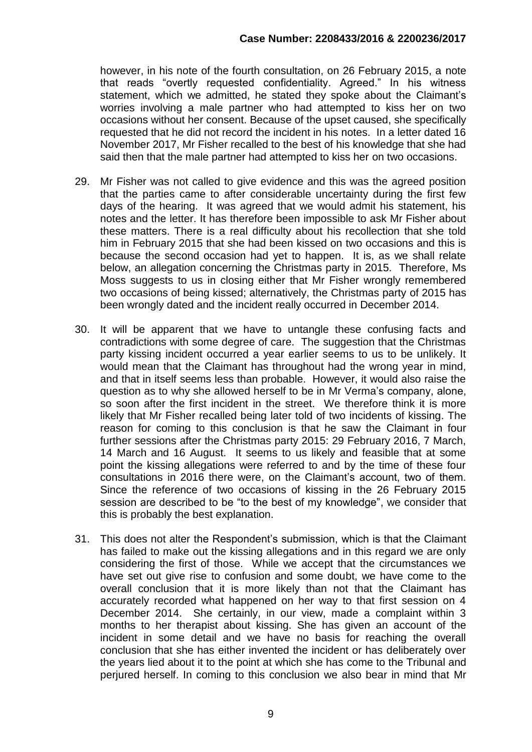however, in his note of the fourth consultation, on 26 February 2015, a note that reads "overtly requested confidentiality. Agreed." In his witness statement, which we admitted, he stated they spoke about the Claimant's worries involving a male partner who had attempted to kiss her on two occasions without her consent. Because of the upset caused, she specifically requested that he did not record the incident in his notes. In a letter dated 16 November 2017, Mr Fisher recalled to the best of his knowledge that she had said then that the male partner had attempted to kiss her on two occasions.

29. Mr Fisher was not called to give evidence and this was the agreed position that the parties came to after considerable uncertainty during the first few days of the hearing. It was agreed that we would admit his statement, his notes and the letter. It has therefore been impossible to ask Mr Fisher about these matters. There is a real difficulty about his recollection that she told him in February 2015 that she had been kissed on two occasions and this is because the second occasion had yet to happen. It is, as we shall relate below, an allegation concerning the Christmas party in 2015. Therefore, Ms Moss suggests to us in closing either that Mr Fisher wrongly remembered two occasions of being kissed; alternatively, the Christmas party of 2015 has been wrongly dated and the incident really occurred in December 2014.

30. It will be apparent that we have to untangle these confusing facts and contradictions with some degree of care. The suggestion that the Christmas party kissing incident occurred a year earlier seems to us to be unlikely. It would mean that the Claimant has throughout had the wrong year in mind, and that in itself seems less than probable. However, it would also raise the question as to why she allowed herself to be in Mr Verma's company, alone, so soon after the first incident in the street. We therefore think it is more likely that Mr Fisher recalled being later told of two incidents of kissing. The reason for coming to this conclusion is that he saw the Claimant in four further sessions after the Christmas party 2015: 29 February 2016, 7 March, 14 March and 16 August. It seems to us likely and feasible that at some point the kissing allegations were referred to and by the time of these four consultations in 2016 there were, on the Claimant's account, two of them. Since the reference of two occasions of kissing in the 26 February 2015 session are described to be "to the best of my knowledge", we consider that this is probably the best explanation.

31. This does not alter the Respondent's submission, which is that the Claimant has failed to make out the kissing allegations and in this regard we are only considering the first of those. While we accept that the circumstances we have set out give rise to confusion and some doubt, we have come to the overall conclusion that it is more likely than not that the Claimant has accurately recorded what happened on her way to that first session on 4 December 2014. She certainly, in our view, made a complaint within 3 months to her therapist about kissing. She has given an account of the incident in some detail and we have no basis for reaching the overall conclusion that she has either invented the incident or has deliberately over the years lied about it to the point at which she has come to the Tribunal and perjured herself. In coming to this conclusion we also bear in mind that Mr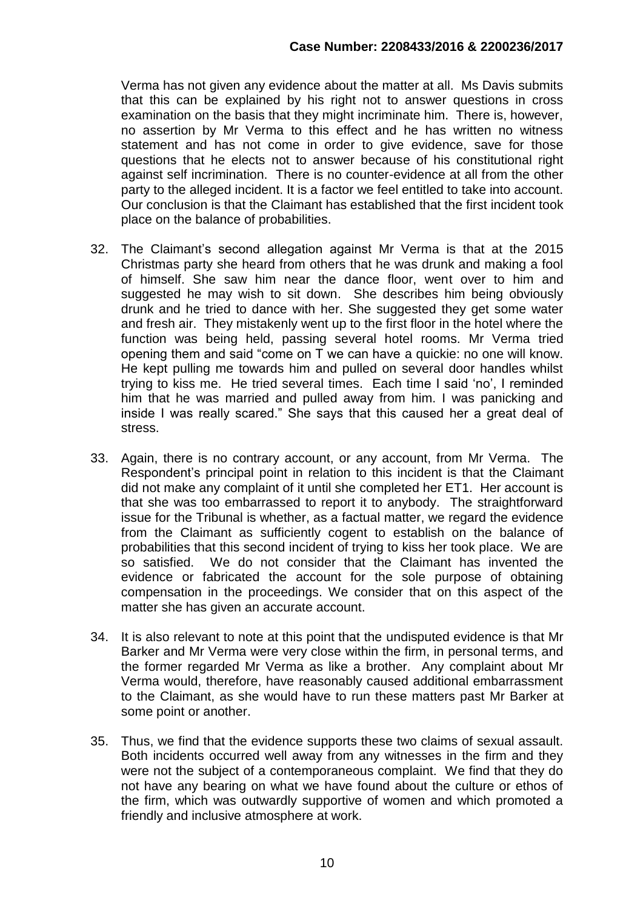Verma has not given any evidence about the matter at all. Ms Davis submits that this can be explained by his right not to answer questions in cross examination on the basis that they might incriminate him. There is, however, no assertion by Mr Verma to this effect and he has written no witness statement and has not come in order to give evidence, save for those questions that he elects not to answer because of his constitutional right against self incrimination. There is no counter-evidence at all from the other party to the alleged incident. It is a factor we feel entitled to take into account. Our conclusion is that the Claimant has established that the first incident took place on the balance of probabilities.

32. The Claimant's second allegation against Mr Verma is that at the 2015 Christmas party she heard from others that he was drunk and making a fool of himself. She saw him near the dance floor, went over to him and suggested he may wish to sit down. She describes him being obviously drunk and he tried to dance with her. She suggested they get some water and fresh air. They mistakenly went up to the first floor in the hotel where the function was being held, passing several hotel rooms. Mr Verma tried opening them and said "come on T we can have a quickie: no one will know. He kept pulling me towards him and pulled on several door handles whilst trying to kiss me. He tried several times. Each time I said 'no', I reminded him that he was married and pulled away from him. I was panicking and inside I was really scared." She says that this caused her a great deal of stress.

33. Again, there is no contrary account, or any account, from Mr Verma. The Respondent's principal point in relation to this incident is that the Claimant did not make any complaint of it until she completed her ET1. Her account is that she was too embarrassed to report it to anybody. The straightforward issue for the Tribunal is whether, as a factual matter, we regard the evidence from the Claimant as sufficiently cogent to establish on the balance of probabilities that this second incident of trying to kiss her took place. We are so satisfied. We do not consider that the Claimant has invented the evidence or fabricated the account for the sole purpose of obtaining compensation in the proceedings. We consider that on this aspect of the matter she has given an accurate account.

34. It is also relevant to note at this point that the undisputed evidence is that Mr Barker and Mr Verma were very close within the firm, in personal terms, and the former regarded Mr Verma as like a brother. Any complaint about Mr Verma would, therefore, have reasonably caused additional embarrassment to the Claimant, as she would have to run these matters past Mr Barker at some point or another.

35. Thus, we find that the evidence supports these two claims of sexual assault. Both incidents occurred well away from any witnesses in the firm and they were not the subject of a contemporaneous complaint. We find that they do not have any bearing on what we have found about the culture or ethos of the firm, which was outwardly supportive of women and which promoted a friendly and inclusive atmosphere at work.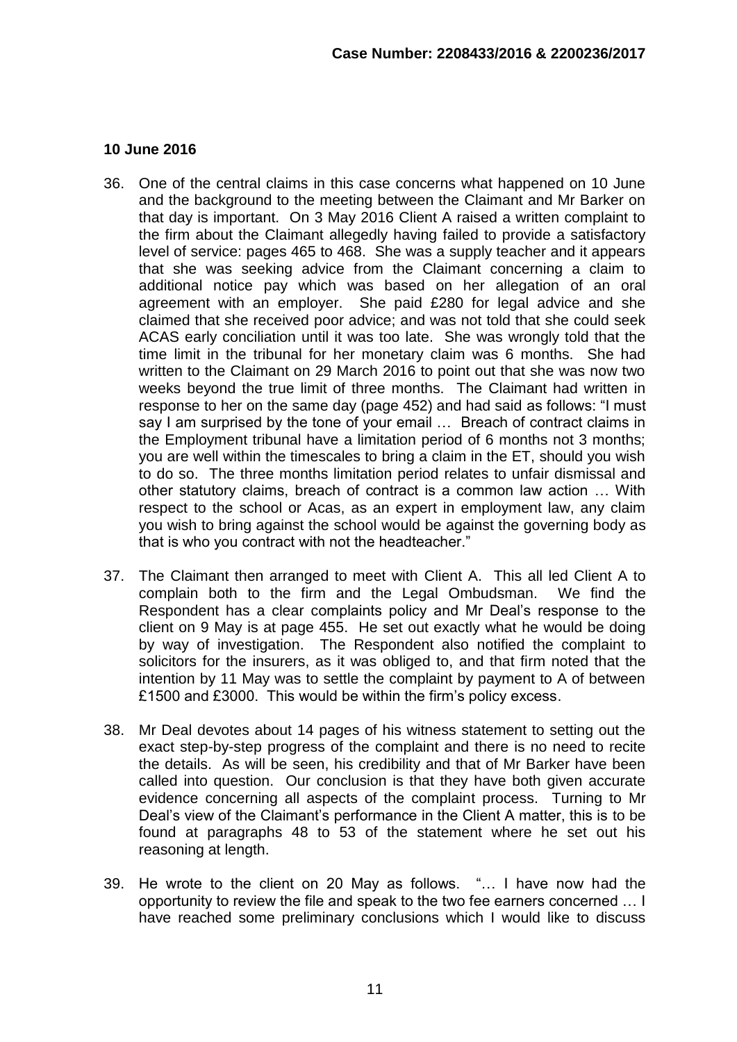## 10 June 2016

36. One of the central claims in this case concerns what happened on 10 June and the background to the meeting between the Claimant and Mr Barker on that day is important. On 3 May 2016 Client A raised a written complaint to the firm about the Claimant allegedly having failed to provide a satisfactory level of service: pages 465 to 468. She was a supply teacher and it appears that she was seeking advice from the Claimant concerning a claim to additional notice pay which was based on her allegation of an oral agreement with an employer. She paid £280 for legal advice and she claimed that she received poor advice; and was not told that she could seek ACAS early conciliation until it was too late. She was wrongly told that the time limit in the tribunal for her monetary claim was 6 months. She had written to the Claimant on 29 March 2016 to point out that she was now two weeks beyond the true limit of three months. The Claimant had written in response to her on the same day (page 452) and had said as follows: "I must say I am surprised by the tone of your email … Breach of contract claims in the Employment tribunal have a limitation period of 6 months not 3 months; you are well within the timescales to bring a claim in the ET, should you wish to do so. The three months limitation period relates to unfair dismissal and other statutory claims, breach of contract is a common law action … With respect to the school or Acas, as an expert in employment law, any claim you wish to bring against the school would be against the governing body as that is who you contract with not the headteacher."

37. The Claimant then arranged to meet with Client A. This all led Client A to complain both to the firm and the Legal Ombudsman. We find the Respondent has a clear complaints policy and Mr Deal's response to the client on 9 May is at page 455. He set out exactly what he would be doing by way of investigation. The Respondent also notified the complaint to solicitors for the insurers, as it was obliged to, and that firm noted that the intention by 11 May was to settle the complaint by payment to A of between £1500 and £3000. This would be within the firm's policy excess.

38. Mr Deal devotes about 14 pages of his witness statement to setting out the exact step-by-step progress of the complaint and there is no need to recite the details. As will be seen, his credibility and that of Mr Barker have been called into question. Our conclusion is that they have both given accurate evidence concerning all aspects of the complaint process. Turning to Mr Deal's view of the Claimant's performance in the Client A matter, this is to be found at paragraphs 48 to 53 of the statement where he set out his reasoning at length.

39. He wrote to the client on 20 May as follows. "… I have now had the opportunity to review the file and speak to the two fee earners concerned … I have reached some preliminary conclusions which I would like to discuss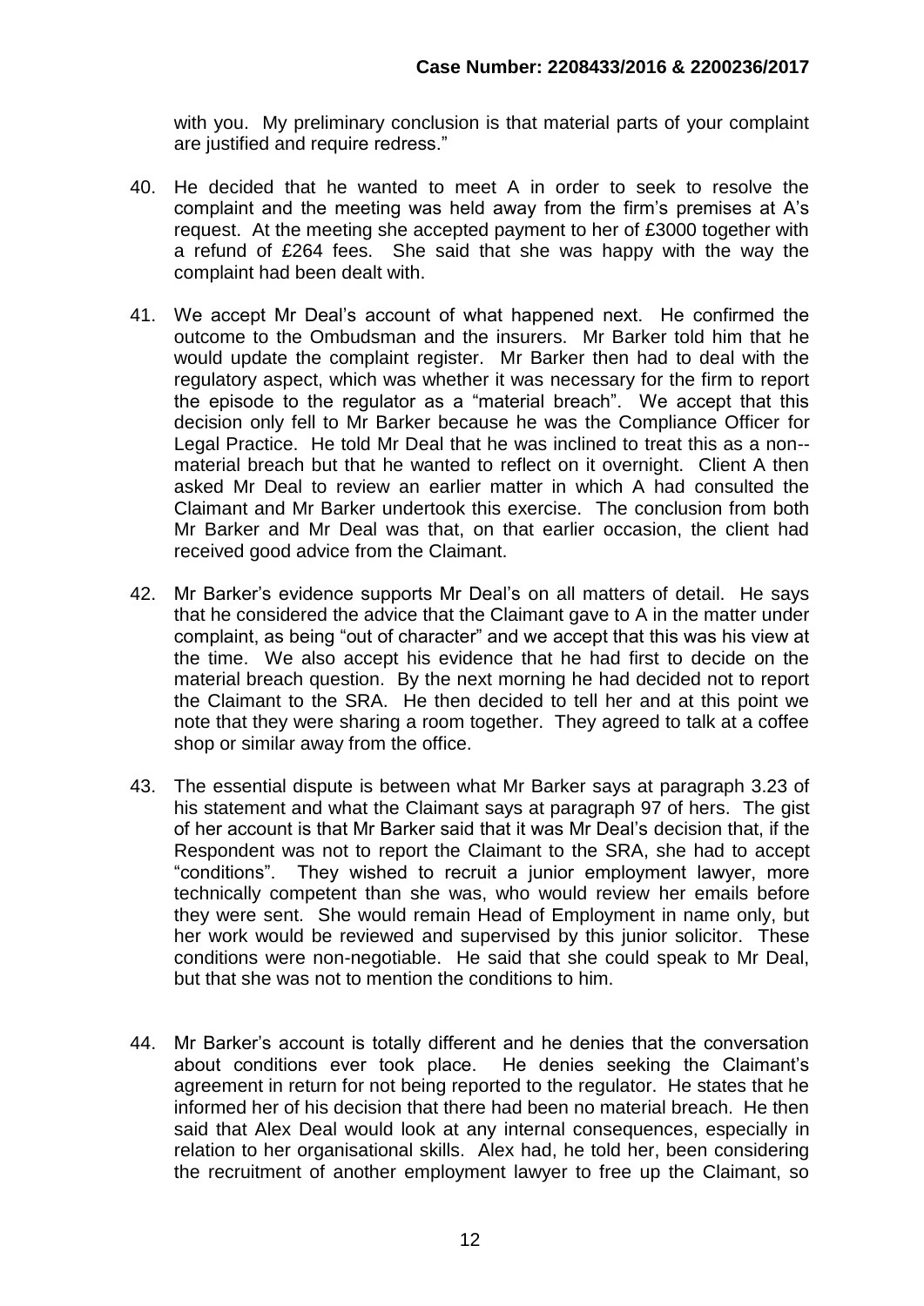with you. My preliminary conclusion is that material parts of your complaint are justified and require redress."

40. He decided that he wanted to meet A in order to seek to resolve the complaint and the meeting was held away from the firm's premises at A's request. At the meeting she accepted payment to her of £3000 together with a refund of £264 fees. She said that she was happy with the way the complaint had been dealt with.

41. We accept Mr Deal's account of what happened next. He confirmed the outcome to the Ombudsman and the insurers. Mr Barker told him that he would update the complaint register. Mr Barker then had to deal with the regulatory aspect, which was whether it was necessary for the firm to report the episode to the regulator as a "material breach". We accept that this decision only fell to Mr Barker because he was the Compliance Officer for Legal Practice. He told Mr Deal that he was inclined to treat this as a non--material breach but that he wanted to reflect on it overnight. Client A then asked Mr Deal to review an earlier matter in which A had consulted the Claimant and Mr Barker undertook this exercise. The conclusion from both Mr Barker and Mr Deal was that, on that earlier occasion, the client had received good advice from the Claimant.

42. Mr Barker's evidence supports Mr Deal's on all matters of detail. He says that he considered the advice that the Claimant gave to A in the matter under complaint, as being "out of character" and we accept that this was his view at the time. We also accept his evidence that he had first to decide on the material breach question. By the next morning he had decided not to report the Claimant to the SRA. He then decided to tell her and at this point we note that they were sharing a room together. They agreed to talk at a coffee shop or similar away from the office.

43. The essential dispute is between what Mr Barker says at paragraph 3.23 of his statement and what the Claimant says at paragraph 97 of hers. The gist of her account is that Mr Barker said that it was Mr Deal's decision that, if the Respondent was not to report the Claimant to the SRA, she had to accept "conditions". They wished to recruit a junior employment lawyer, more technically competent than she was, who would review her emails before they were sent. She would remain Head of Employment in name only, but her work would be reviewed and supervised by this junior solicitor. These conditions were non-negotiable. He said that she could speak to Mr Deal, but that she was not to mention the conditions to him.

44. Mr Barker's account is totally different and he denies that the conversation about conditions ever took place. He denies seeking the Claimant's agreement in return for not being reported to the regulator. He states that he informed her of his decision that there had been no material breach. He then said that Alex Deal would look at any internal consequences, especially in relation to her organisational skills. Alex had, he told her, been considering the recruitment of another employment lawyer to free up the Claimant, so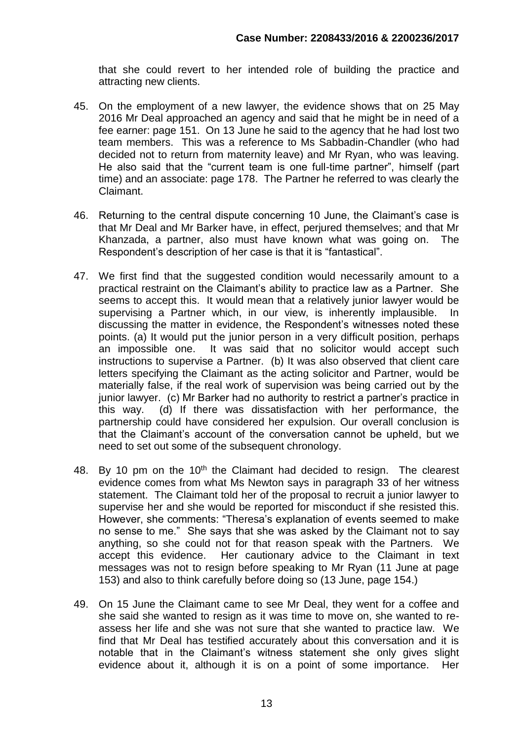that she could revert to her intended role of building the practice and attracting new clients.

45. On the employment of a new lawyer, the evidence shows that on 25 May 2016 Mr Deal approached an agency and said that he might be in need of a fee earner: page 151. On 13 June he said to the agency that he had lost two team members. This was a reference to Ms Sabbadin-Chandler (who had decided not to return from maternity leave) and Mr Ryan, who was leaving. He also said that the "current team is one full-time partner", himself (part time) and an associate: page 178. The Partner he referred to was clearly the Claimant.

46. Returning to the central dispute concerning 10 June, the Claimant's case is that Mr Deal and Mr Barker have, in effect, perjured themselves; and that Mr Khanzada, a partner, also must have known what was going on. The Respondent's description of her case is that it is "fantastical".

47. We first find that the suggested condition would necessarily amount to a practical restraint on the Claimant's ability to practice law as a Partner. She seems to accept this. It would mean that a relatively junior lawyer would be supervising a Partner which, in our view, is inherently implausible. In discussing the matter in evidence, the Respondent's witnesses noted these points. (a) It would put the junior person in a very difficult position, perhaps an impossible one. It was said that no solicitor would accept such instructions to supervise a Partner. (b) It was also observed that client care letters specifying the Claimant as the acting solicitor and Partner, would be materially false, if the real work of supervision was being carried out by the junior lawyer. (c) Mr Barker had no authority to restrict a partner's practice in this way. (d) If there was dissatisfaction with her performance, the partnership could have considered her expulsion. Our overall conclusion is that the Claimant's account of the conversation cannot be upheld, but we need to set out some of the subsequent chronology.

48. By 10 pm on the 10th the Claimant had decided to resign. The clearest evidence comes from what Ms Newton says in paragraph 33 of her witness statement. The Claimant told her of the proposal to recruit a junior lawyer to supervise her and she would be reported for misconduct if she resisted this. However, she comments: "Theresa's explanation of events seemed to make no sense to me." She says that she was asked by the Claimant not to say anything, so she could not for that reason speak with the Partners. We accept this evidence. Her cautionary advice to the Claimant in text messages was not to resign before speaking to Mr Ryan (11 June at page 153) and also to think carefully before doing so (13 June, page 154.)

49. On 15 June the Claimant came to see Mr Deal, they went for a coffee and she said she wanted to resign as it was time to move on, she wanted to re-assess her life and she was not sure that she wanted to practice law. We find that Mr Deal has testified accurately about this conversation and it is notable that in the Claimant's witness statement she only gives slight evidence about it, although it is on a point of some importance. Her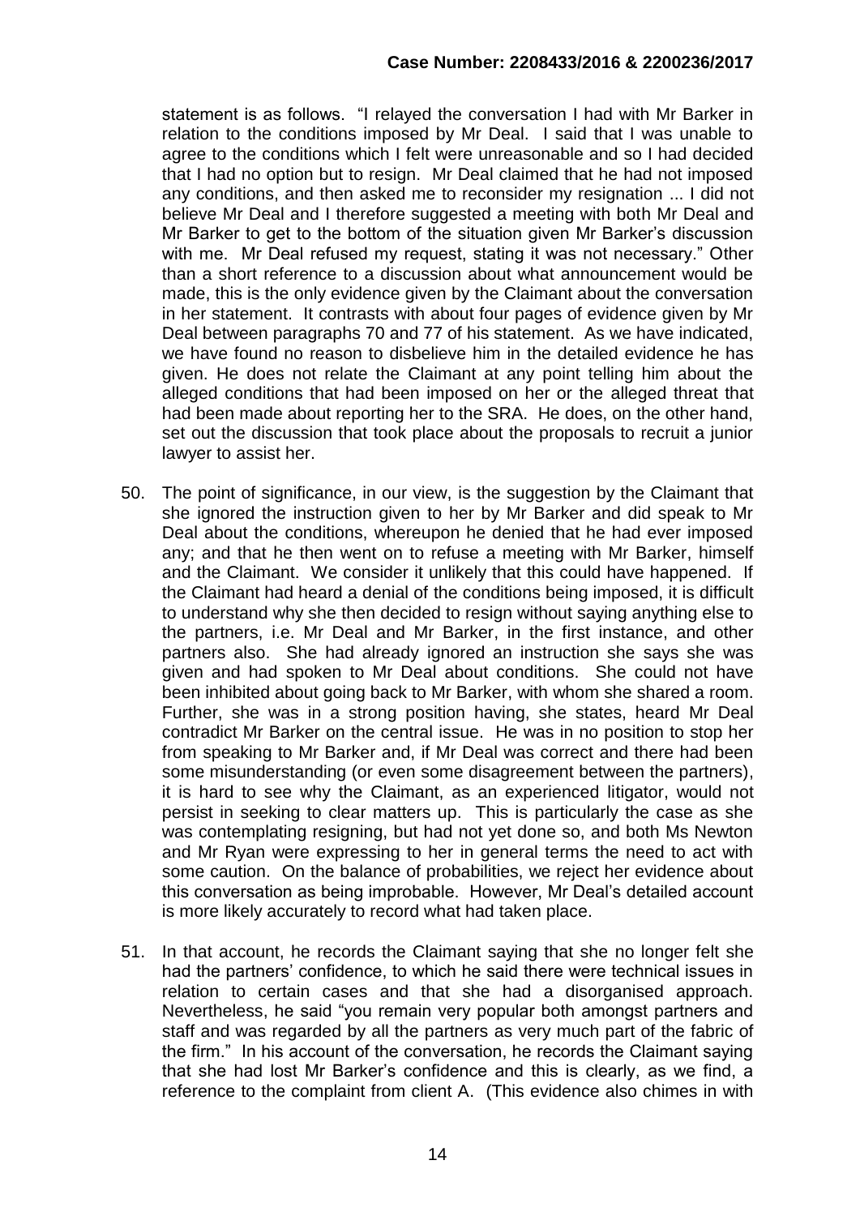statement is as follows. "I relayed the conversation I had with Mr Barker in relation to the conditions imposed by Mr Deal. I said that I was unable to agree to the conditions which I felt were unreasonable and so I had decided that I had no option but to resign. Mr Deal claimed that he had not imposed any conditions, and then asked me to reconsider my resignation ... I did not believe Mr Deal and I therefore suggested a meeting with both Mr Deal and Mr Barker to get to the bottom of the situation given Mr Barker's discussion with me. Mr Deal refused my request, stating it was not necessary." Other than a short reference to a discussion about what announcement would be made, this is the only evidence given by the Claimant about the conversation in her statement. It contrasts with about four pages of evidence given by Mr Deal between paragraphs 70 and 77 of his statement. As we have indicated, we have found no reason to disbelieve him in the detailed evidence he has given. He does not relate the Claimant at any point telling him about the alleged conditions that had been imposed on her or the alleged threat that had been made about reporting her to the SRA. He does, on the other hand, set out the discussion that took place about the proposals to recruit a junior lawyer to assist her.

50. The point of significance, in our view, is the suggestion by the Claimant that she ignored the instruction given to her by Mr Barker and did speak to Mr Deal about the conditions, whereupon he denied that he had ever imposed any; and that he then went on to refuse a meeting with Mr Barker, himself and the Claimant. We consider it unlikely that this could have happened. If the Claimant had heard a denial of the conditions being imposed, it is difficult to understand why she then decided to resign without saying anything else to the partners, i.e. Mr Deal and Mr Barker, in the first instance, and other partners also. She had already ignored an instruction she says she was given and had spoken to Mr Deal about conditions. She could not have been inhibited about going back to Mr Barker, with whom she shared a room. Further, she was in a strong position having, she states, heard Mr Deal contradict Mr Barker on the central issue. He was in no position to stop her from speaking to Mr Barker and, if Mr Deal was correct and there had been some misunderstanding (or even some disagreement between the partners), it is hard to see why the Claimant, as an experienced litigator, would not persist in seeking to clear matters up. This is particularly the case as she was contemplating resigning, but had not yet done so, and both Ms Newton and Mr Ryan were expressing to her in general terms the need to act with some caution. On the balance of probabilities, we reject her evidence about this conversation as being improbable. However, Mr Deal's detailed account is more likely accurately to record what had taken place.

51. In that account, he records the Claimant saying that she no longer felt she had the partners' confidence, to which he said there were technical issues in relation to certain cases and that she had a disorganised approach. Nevertheless, he said "you remain very popular both amongst partners and staff and was regarded by all the partners as very much part of the fabric of the firm." In his account of the conversation, he records the Claimant saying that she had lost Mr Barker's confidence and this is clearly, as we find, a reference to the complaint from client A. (This evidence also chimes in with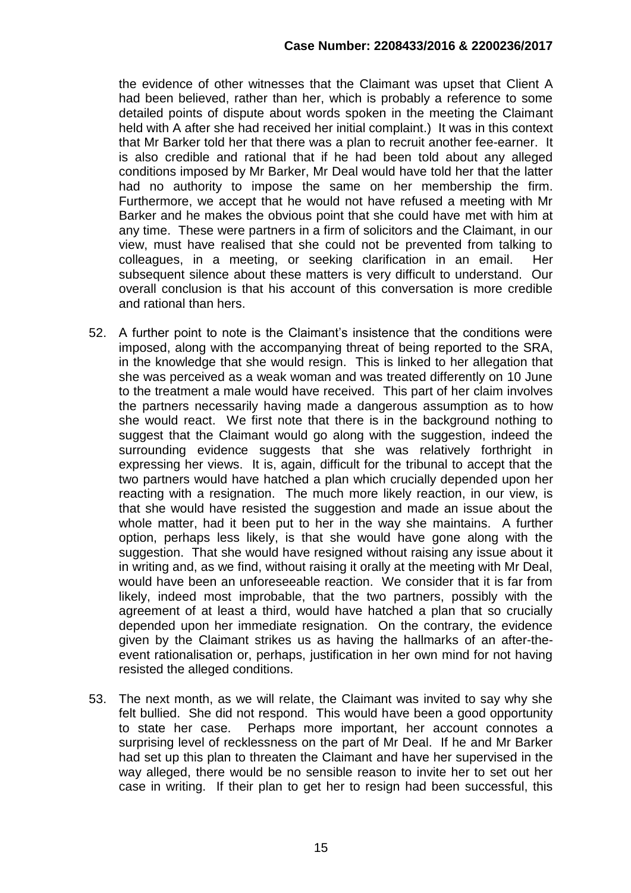the evidence of other witnesses that the Claimant was upset that Client A had been believed, rather than her, which is probably a reference to some detailed points of dispute about words spoken in the meeting the Claimant held with A after she had received her initial complaint.) It was in this context that Mr Barker told her that there was a plan to recruit another fee-earner. It is also credible and rational that if he had been told about any alleged conditions imposed by Mr Barker, Mr Deal would have told her that the latter had no authority to impose the same on her membership the firm. Furthermore, we accept that he would not have refused a meeting with Mr Barker and he makes the obvious point that she could have met with him at any time. These were partners in a firm of solicitors and the Claimant, in our view, must have realised that she could not be prevented from talking to colleagues, in a meeting, or seeking clarification in an email. Her subsequent silence about these matters is very difficult to understand. Our overall conclusion is that his account of this conversation is more credible and rational than hers.

52. A further point to note is the Claimant's insistence that the conditions were imposed, along with the accompanying threat of being reported to the SRA, in the knowledge that she would resign. This is linked to her allegation that she was perceived as a weak woman and was treated differently on 10 June to the treatment a male would have received. This part of her claim involves the partners necessarily having made a dangerous assumption as to how she would react. We first note that there is in the background nothing to suggest that the Claimant would go along with the suggestion, indeed the surrounding evidence suggests that she was relatively forthright in expressing her views. It is, again, difficult for the tribunal to accept that the two partners would have hatched a plan which crucially depended upon her reacting with a resignation. The much more likely reaction, in our view, is that she would have resisted the suggestion and made an issue about the whole matter, had it been put to her in the way she maintains. A further option, perhaps less likely, is that she would have gone along with the suggestion. That she would have resigned without raising any issue about it in writing and, as we find, without raising it orally at the meeting with Mr Deal, would have been an unforeseeable reaction. We consider that it is far from likely, indeed most improbable, that the two partners, possibly with the agreement of at least a third, would have hatched a plan that so crucially depended upon her immediate resignation. On the contrary, the evidence given by the Claimant strikes us as having the hallmarks of an after-the-event rationalisation or, perhaps, justification in her own mind for not having resisted the alleged conditions.

53. The next month, as we will relate, the Claimant was invited to say why she felt bullied. She did not respond. This would have been a good opportunity to state her case. Perhaps more important, her account connotes a surprising level of recklessness on the part of Mr Deal. If he and Mr Barker had set up this plan to threaten the Claimant and have her supervised in the way alleged, there would be no sensible reason to invite her to set out her case in writing. If their plan to get her to resign had been successful, this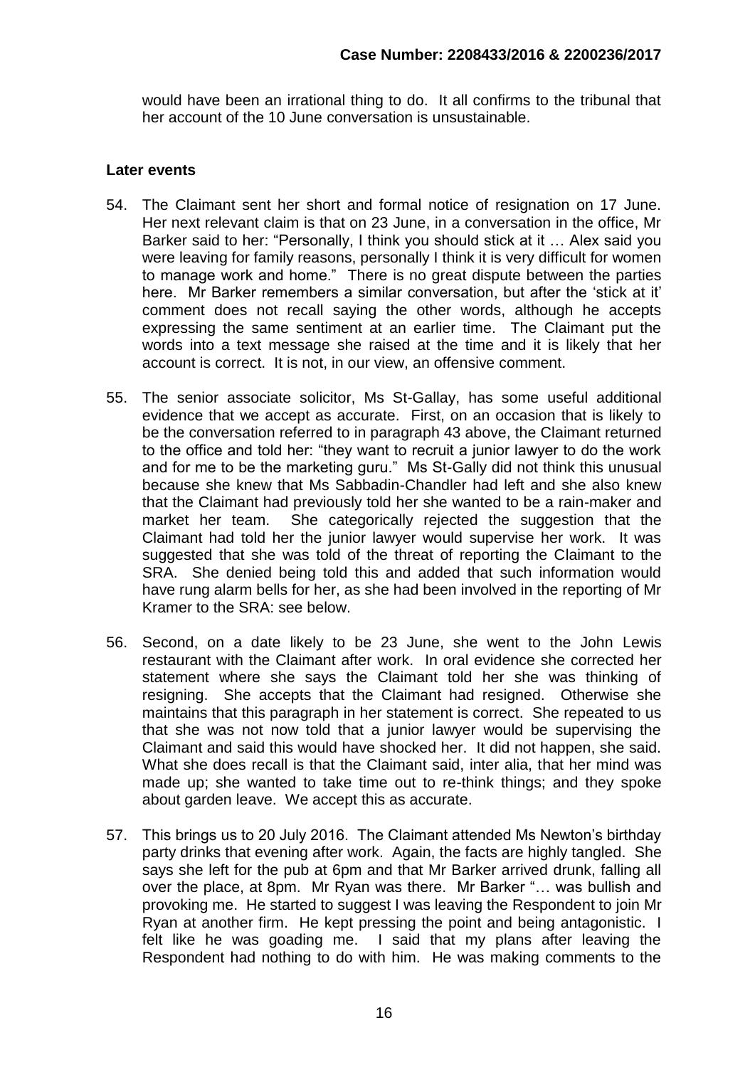would have been an irrational thing to do. It all confirms to the tribunal that her account of the 10 June conversation is unsustainable.

**Later events**

54. The Claimant sent her short and formal notice of resignation on 17 June. Her next relevant claim is that on 23 June, in a conversation in the office, Mr Barker said to her: "Personally, I think you should stick at it … Alex said you were leaving for family reasons, personally I think it is very difficult for women to manage work and home." There is no great dispute between the parties here. Mr Barker remembers a similar conversation, but after the 'stick at it' comment does not recall saying the other words, although he accepts expressing the same sentiment at an earlier time. The Claimant put the words into a text message she raised at the time and it is likely that her account is correct. It is not, in our view, an offensive comment.

55. The senior associate solicitor, Ms St-Gallay, has some useful additional evidence that we accept as accurate. First, on an occasion that is likely to be the conversation referred to in paragraph 43 above, the Claimant returned to the office and told her: "they want to recruit a junior lawyer to do the work and for me to be the marketing guru." Ms St-Gally did not think this unusual because she knew that Ms Sabbadin-Chandler had left and she also knew that the Claimant had previously told her she wanted to be a rain-maker and market her team. She categorically rejected the suggestion that the Claimant had told her the junior lawyer would supervise her work. It was suggested that she was told of the threat of reporting the Claimant to the SRA. She denied being told this and added that such information would have rung alarm bells for her, as she had been involved in the reporting of Mr Kramer to the SRA: see below.

56. Second, on a date likely to be 23 June, she went to the John Lewis restaurant with the Claimant after work. In oral evidence she corrected her statement where she says the Claimant told her she was thinking of resigning. She accepts that the Claimant had resigned. Otherwise she maintains that this paragraph in her statement is correct. She repeated to us that she was not now told that a junior lawyer would be supervising the Claimant and said this would have shocked her. It did not happen, she said. What she does recall is that the Claimant said, inter alia, that her mind was made up; she wanted to take time out to re-think things; and they spoke about garden leave. We accept this as accurate.

57. This brings us to 20 July 2016. The Claimant attended Ms Newton's birthday party drinks that evening after work. Again, the facts are highly tangled. She says she left for the pub at 6pm and that Mr Barker arrived drunk, falling all over the place, at 8pm. Mr Ryan was there. Mr Barker "… was bullish and provoking me. He started to suggest I was leaving the Respondent to join Mr Ryan at another firm. He kept pressing the point and being antagonistic. I felt like he was goading me. I said that my plans after leaving the Respondent had nothing to do with him. He was making comments to the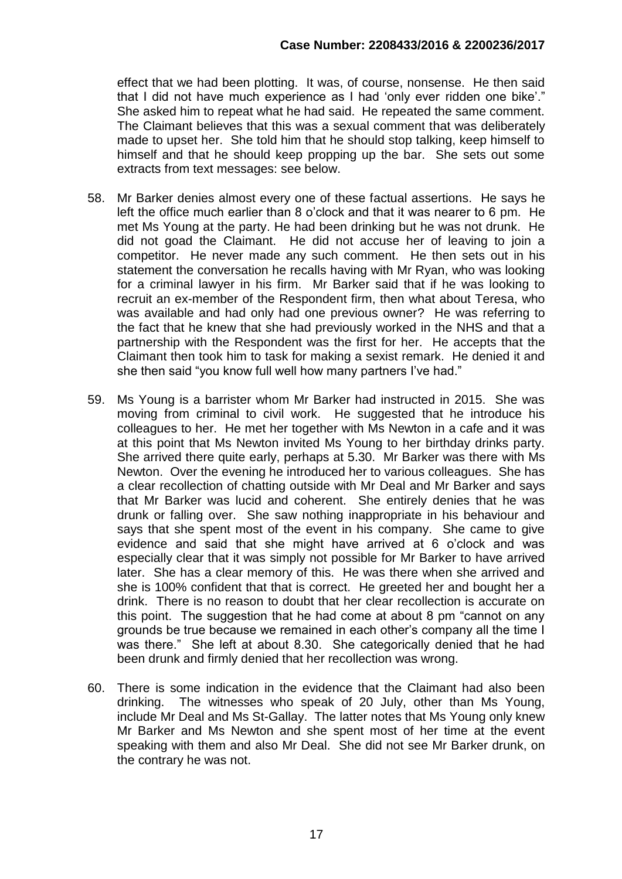effect that we had been plotting. It was, of course, nonsense. He then said that I did not have much experience as I had 'only ever ridden one bike'." She asked him to repeat what he had said. He repeated the same comment. The Claimant believes that this was a sexual comment that was deliberately made to upset her. She told him that he should stop talking, keep himself to himself and that he should keep propping up the bar. She sets out some extracts from text messages: see below.

58. Mr Barker denies almost every one of these factual assertions. He says he left the office much earlier than 8 o'clock and that it was nearer to 6 pm. He met Ms Young at the party. He had been drinking but he was not drunk. He did not goad the Claimant. He did not accuse her of leaving to join a competitor. He never made any such comment. He then sets out in his statement the conversation he recalls having with Mr Ryan, who was looking for a criminal lawyer in his firm. Mr Barker said that if he was looking to recruit an ex-member of the Respondent firm, then what about Teresa, who was available and had only had one previous owner? He was referring to the fact that he knew that she had previously worked in the NHS and that a partnership with the Respondent was the first for her. He accepts that the Claimant then took him to task for making a sexist remark. He denied it and she then said "you know full well how many partners I've had."

59. Ms Young is a barrister whom Mr Barker had instructed in 2015. She was moving from criminal to civil work. He suggested that he introduce his colleagues to her. He met her together with Ms Newton in a cafe and it was at this point that Ms Newton invited Ms Young to her birthday drinks party. She arrived there quite early, perhaps at 5.30. Mr Barker was there with Ms Newton. Over the evening he introduced her to various colleagues. She has a clear recollection of chatting outside with Mr Deal and Mr Barker and says that Mr Barker was lucid and coherent. She entirely denies that he was drunk or falling over. She saw nothing inappropriate in his behaviour and says that she spent most of the event in his company. She came to give evidence and said that she might have arrived at 6 o'clock and was especially clear that it was simply not possible for Mr Barker to have arrived later. She has a clear memory of this. He was there when she arrived and she is 100% confident that that is correct. He greeted her and bought her a drink. There is no reason to doubt that her clear recollection is accurate on this point. The suggestion that he had come at about 8 pm "cannot on any grounds be true because we remained in each other's company all the time I was there." She left at about 8.30. She categorically denied that he had been drunk and firmly denied that her recollection was wrong.

60. There is some indication in the evidence that the Claimant had also been drinking. The witnesses who speak of 20 July, other than Ms Young, include Mr Deal and Ms St-Gallay. The latter notes that Ms Young only knew Mr Barker and Ms Newton and she spent most of her time at the event speaking with them and also Mr Deal. She did not see Mr Barker drunk, on the contrary he was not.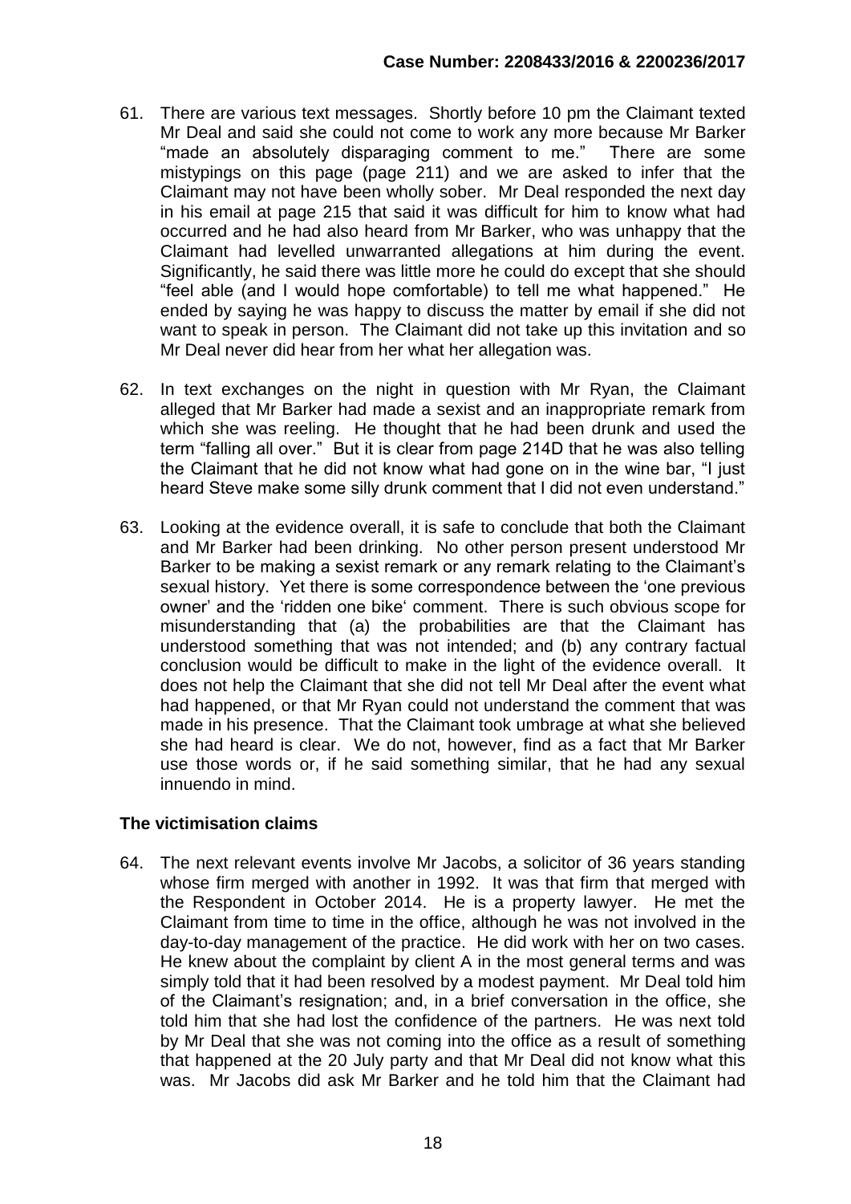**Case Number: 2208433/2016 & 2200236/2017**

61. There are various text messages. Shortly before 10 pm the Claimant texted Mr Deal and said she could not come to work any more because Mr Barker "made an absolutely disparaging comment to me." There are some mistypings on this page (page 211) and we are asked to infer that the Claimant may not have been wholly sober. Mr Deal responded the next day in his email at page 215 that said it was difficult for him to know what had occurred and he had also heard from Mr Barker, who was unhappy that the Claimant had levelled unwarranted allegations at him during the event. Significantly, he said there was little more he could do except that she should "feel able (and I would hope comfortable) to tell me what happened." He ended by saying he was happy to discuss the matter by email if she did not want to speak in person. The Claimant did not take up this invitation and so Mr Deal never did hear from her what her allegation was.

62. In text exchanges on the night in question with Mr Ryan, the Claimant alleged that Mr Barker had made a sexist and an inappropriate remark from which she was reeling. He thought that he had been drunk and used the term "falling all over." But it is clear from page 214D that he was also telling the Claimant that he did not know what had gone on in the wine bar, "I just heard Steve make some silly drunk comment that I did not even understand."

63. Looking at the evidence overall, it is safe to conclude that both the Claimant and Mr Barker had been drinking. No other person present understood Mr Barker to be making a sexist remark or any remark relating to the Claimant's sexual history. Yet there is some correspondence between the 'one previous owner' and the 'ridden one bike' comment. There is such obvious scope for misunderstanding that (a) the probabilities are that the Claimant has understood something that was not intended; and (b) any contrary factual conclusion would be difficult to make in the light of the evidence overall. It does not help the Claimant that she did not tell Mr Deal after the event what had happened, or that Mr Ryan could not understand the comment that was made in his presence. That the Claimant took umbrage at what she believed she had heard is clear. We do not, however, find as a fact that Mr Barker use those words or, if he said something similar, that he had any sexual innuendo in mind.

## The victimisation claims

64. The next relevant events involve Mr Jacobs, a solicitor of 36 years standing whose firm merged with another in 1992. It was that firm that merged with the Respondent in October 2014. He is a property lawyer. He met the Claimant from time to time in the office, although he was not involved in the day-to-day management of the practice. He did work with her on two cases. He knew about the complaint by client A in the most general terms and was simply told that it had been resolved by a modest payment. Mr Deal told him of the Claimant's resignation; and, in a brief conversation in the office, she told him that she had lost the confidence of the partners. He was next told by Mr Deal that she was not coming into the office as a result of something that happened at the 20 July party and that Mr Deal did not know what this was. Mr Jacobs did ask Mr Barker and he told him that the Claimant had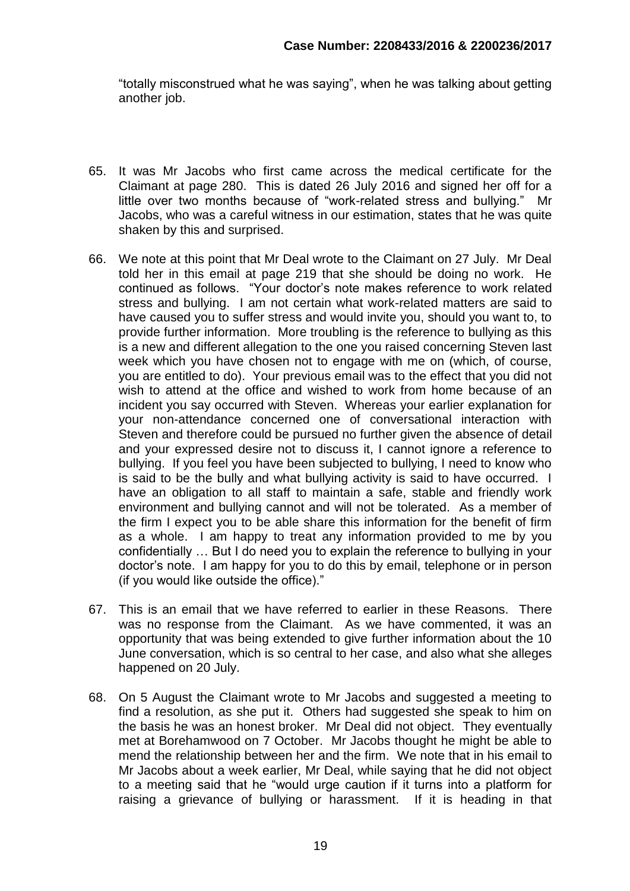"totally misconstrued what he was saying", when he was talking about getting another job.

65. It was Mr Jacobs who first came across the medical certificate for the Claimant at page 280. This is dated 26 July 2016 and signed her off for a little over two months because of "work-related stress and bullying." Mr Jacobs, who was a careful witness in our estimation, states that he was quite shaken by this and surprised.

66. We note at this point that Mr Deal wrote to the Claimant on 27 July. Mr Deal told her in this email at page 219 that she should be doing no work. He continued as follows. "Your doctor's note makes reference to work related stress and bullying. I am not certain what work-related matters are said to have caused you to suffer stress and would invite you, should you want to, to provide further information. More troubling is the reference to bullying as this is a new and different allegation to the one you raised concerning Steven last week which you have chosen not to engage with me on (which, of course, you are entitled to do). Your previous email was to the effect that you did not wish to attend at the office and wished to work from home because of an incident you say occurred with Steven. Whereas your earlier explanation for your non-attendance concerned one of conversational interaction with Steven and therefore could be pursued no further given the absence of detail and your expressed desire not to discuss it, I cannot ignore a reference to bullying. If you feel you have been subjected to bullying, I need to know who is said to be the bully and what bullying activity is said to have occurred. I have an obligation to all staff to maintain a safe, stable and friendly work environment and bullying cannot and will not be tolerated. As a member of the firm I expect you to be able share this information for the benefit of firm as a whole. I am happy to treat any information provided to me by you confidentially … But I do need you to explain the reference to bullying in your doctor's note. I am happy for you to do this by email, telephone or in person (if you would like outside the office)."

67. This is an email that we have referred to earlier in these Reasons. There was no response from the Claimant. As we have commented, it was an opportunity that was being extended to give further information about the 10 June conversation, which is so central to her case, and also what she alleges happened on 20 July.

68. On 5 August the Claimant wrote to Mr Jacobs and suggested a meeting to find a resolution, as she put it. Others had suggested she speak to him on the basis he was an honest broker. Mr Deal did not object. They eventually met at Borehamwood on 7 October. Mr Jacobs thought he might be able to mend the relationship between her and the firm. We note that in his email to Mr Jacobs about a week earlier, Mr Deal, while saying that he did not object to a meeting said that he "would urge caution if it turns into a platform for raising a grievance of bullying or harassment. If it is heading in that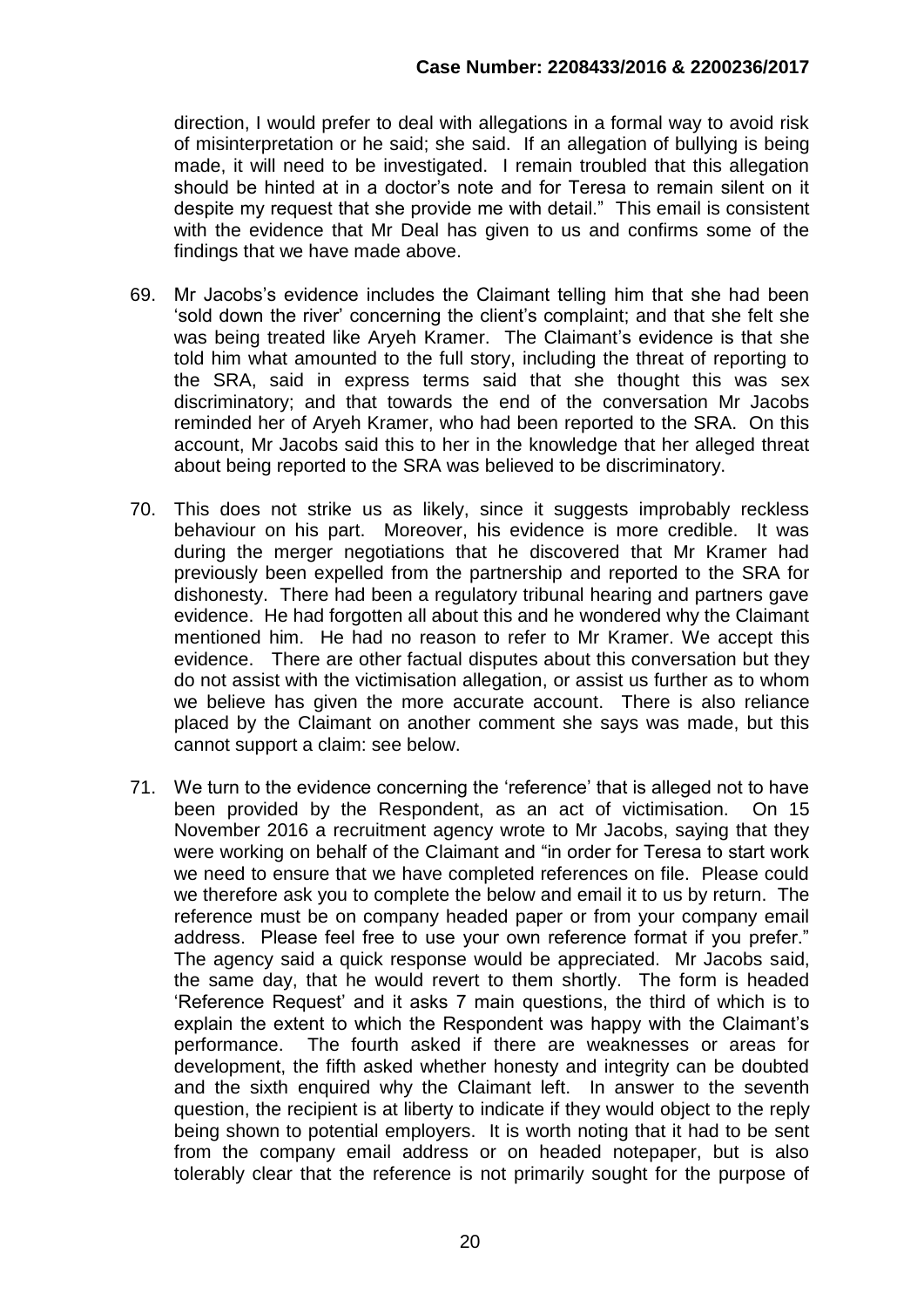direction, I would prefer to deal with allegations in a formal way to avoid risk of misinterpretation or he said; she said. If an allegation of bullying is being made, it will need to be investigated. I remain troubled that this allegation should be hinted at in a doctor's note and for Teresa to remain silent on it despite my request that she provide me with detail." This email is consistent with the evidence that Mr Deal has given to us and confirms some of the findings that we have made above.

69. Mr Jacobs's evidence includes the Claimant telling him that she had been 'sold down the river' concerning the client's complaint; and that she felt she was being treated like Aryeh Kramer. The Claimant's evidence is that she told him what amounted to the full story, including the threat of reporting to the SRA, said in express terms said that she thought this was sex discriminatory; and that towards the end of the conversation Mr Jacobs reminded her of Aryeh Kramer, who had been reported to the SRA. On this account, Mr Jacobs said this to her in the knowledge that her alleged threat about being reported to the SRA was believed to be discriminatory.

70. This does not strike us as likely, since it suggests improbably reckless behaviour on his part. Moreover, his evidence is more credible. It was during the merger negotiations that he discovered that Mr Kramer had previously been expelled from the partnership and reported to the SRA for dishonesty. There had been a regulatory tribunal hearing and partners gave evidence. He had forgotten all about this and he wondered why the Claimant mentioned him. He had no reason to refer to Mr Kramer. We accept this evidence. There are other factual disputes about this conversation but they do not assist with the victimisation allegation, or assist us further as to whom we believe has given the more accurate account. There is also reliance placed by the Claimant on another comment she says was made, but this cannot support a claim: see below.

71. We turn to the evidence concerning the 'reference' that is alleged not to have been provided by the Respondent, as an act of victimisation. On 15 November 2016 a recruitment agency wrote to Mr Jacobs, saying that they were working on behalf of the Claimant and "in order for Teresa to start work we need to ensure that we have completed references on file. Please could we therefore ask you to complete the below and email it to us by return. The reference must be on company headed paper or from your company email address. Please feel free to use your own reference format if you prefer." The agency said a quick response would be appreciated. Mr Jacobs said, the same day, that he would revert to them shortly. The form is headed 'Reference Request' and it asks 7 main questions, the third of which is to explain the extent to which the Respondent was happy with the Claimant's performance. The fourth asked if there are weaknesses or areas for development, the fifth asked whether honesty and integrity can be doubted and the sixth enquired why the Claimant left. In answer to the seventh question, the recipient is at liberty to indicate if they would object to the reply being shown to potential employers. It is worth noting that it had to be sent from the company email address or on headed notepaper, but is also tolerably clear that the reference is not primarily sought for the purpose of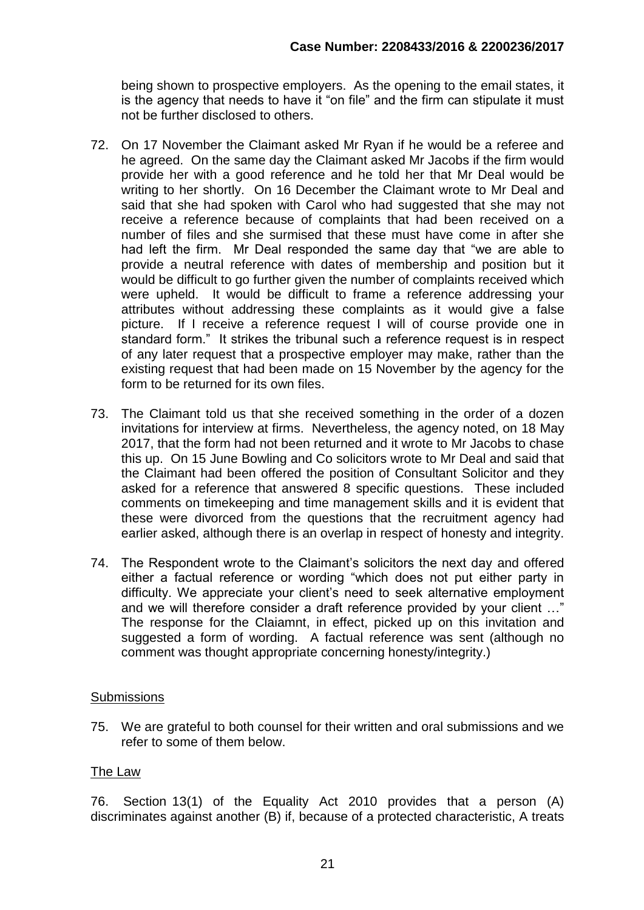being shown to prospective employers. As the opening to the email states, it is the agency that needs to have it "on file" and the firm can stipulate it must not be further disclosed to others.

72. On 17 November the Claimant asked Mr Ryan if he would be a referee and he agreed. On the same day the Claimant asked Mr Jacobs if the firm would provide her with a good reference and he told her that Mr Deal would be writing to her shortly. On 16 December the Claimant wrote to Mr Deal and said that she had spoken with Carol who had suggested that she may not receive a reference because of complaints that had been received on a number of files and she surmised that these must have come in after she had left the firm. Mr Deal responded the same day that "we are able to provide a neutral reference with dates of membership and position but it would be difficult to go further given the number of complaints received which were upheld. It would be difficult to frame a reference addressing your attributes without addressing these complaints as it would give a false picture. If I receive a reference request I will of course provide one in standard form." It strikes the tribunal such a reference request is in respect of any later request that a prospective employer may make, rather than the existing request that had been made on 15 November by the agency for the form to be returned for its own files.

73. The Claimant told us that she received something in the order of a dozen invitations for interview at firms. Nevertheless, the agency noted, on 18 May 2017, that the form had not been returned and it wrote to Mr Jacobs to chase this up. On 15 June Bowling and Co solicitors wrote to Mr Deal and said that the Claimant had been offered the position of Consultant Solicitor and they asked for a reference that answered 8 specific questions. These included comments on timekeeping and time management skills and it is evident that these were divorced from the questions that the recruitment agency had earlier asked, although there is an overlap in respect of honesty and integrity.

74. The Respondent wrote to the Claimant's solicitors the next day and offered either a factual reference or wording "which does not put either party in difficulty. We appreciate your client's need to seek alternative employment and we will therefore consider a draft reference provided by your client …" The response for the Claiamnt, in effect, picked up on this invitation and suggested a form of wording. A factual reference was sent (although no comment was thought appropriate concerning honesty/integrity.)

## Submissions

75. We are grateful to both counsel for their written and oral submissions and we refer to some of them below.

## The Law

76. Section 13(1) of the Equality Act 2010 provides that a person (A) discriminates against another (B) if, because of a protected characteristic, A treats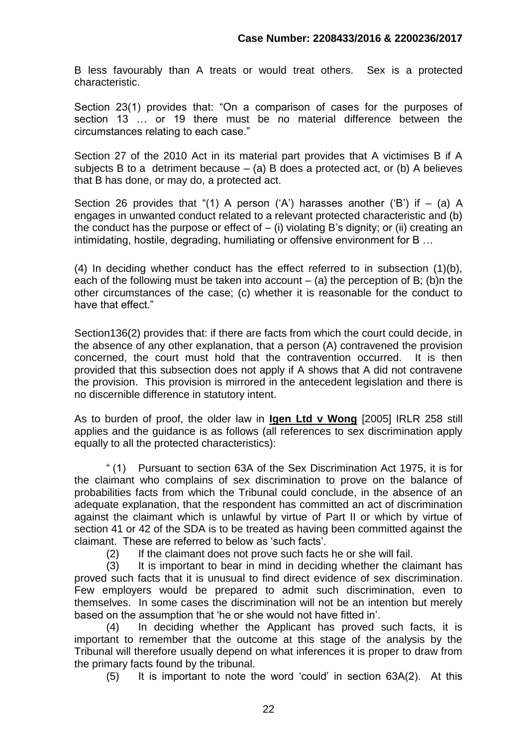B less favourably than A treats or would treat others. Sex is a protected characteristic.

Section 23(1) provides that: "On a comparison of cases for the purposes of section 13 … or 19 there must be no material difference between the circumstances relating to each case."

Section 27 of the 2010 Act in its material part provides that A victimises B if A subjects B to a detriment because – (a) B does a protected act, or (b) A believes that B has done, or may do, a protected act.

Section 26 provides that "(1) A person ('A') harasses another ('B') if – (a) A engages in unwanted conduct related to a relevant protected characteristic and (b) the conduct has the purpose or effect of – (i) violating B's dignity; or (ii) creating an intimidating, hostile, degrading, humiliating or offensive environment for B …

(4) In deciding whether conduct has the effect referred to in subsection (1)(b), each of the following must be taken into account – (a) the perception of B; (b)n the other circumstances of the case; (c) whether it is reasonable for the conduct to have that effect."

Section136(2) provides that: if there are facts from which the court could decide, in the absence of any other explanation, that a person (A) contravened the provision concerned, the court must hold that the contravention occurred. It is then provided that this subsection does not apply if A shows that A did not contravene the provision. This provision is mirrored in the antecedent legislation and there is no discernible difference in statutory intent.

As to burden of proof, the older law in **Igen Ltd v Wong** [2005] IRLR 258 still applies and the guidance is as follows (all references to sex discrimination apply equally to all the protected characteristics):

" (1) Pursuant to section 63A of the Sex Discrimination Act 1975, it is for the claimant who complains of sex discrimination to prove on the balance of probabilities facts from which the Tribunal could conclude, in the absence of an adequate explanation, that the respondent has committed an act of discrimination against the claimant which is unlawful by virtue of Part II or which by virtue of section 41 or 42 of the SDA is to be treated as having been committed against the claimant. These are referred to below as 'such facts'.

(2) If the claimant does not prove such facts he or she will fail.

(3) It is important to bear in mind in deciding whether the claimant has proved such facts that it is unusual to find direct evidence of sex discrimination. Few employers would be prepared to admit such discrimination, even to themselves. In some cases the discrimination will not be an intention but merely based on the assumption that 'he or she would not have fitted in'.

(4) In deciding whether the Applicant has proved such facts, it is important to remember that the outcome at this stage of the analysis by the Tribunal will therefore usually depend on what inferences it is proper to draw from the primary facts found by the tribunal.

(5) It is important to note the word 'could' in section 63A(2). At this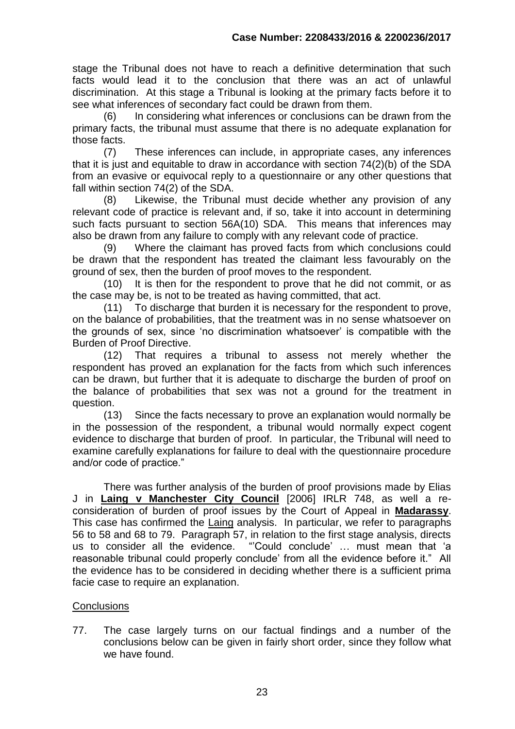stage the Tribunal does not have to reach a definitive determination that such facts would lead it to the conclusion that there was an act of unlawful discrimination. At this stage a Tribunal is looking at the primary facts before it to see what inferences of secondary fact could be drawn from them.

(6) In considering what inferences or conclusions can be drawn from the primary facts, the tribunal must assume that there is no adequate explanation for those facts.

(7) These inferences can include, in appropriate cases, any inferences that it is just and equitable to draw in accordance with section 74(2)(b) of the SDA from an evasive or equivocal reply to a questionnaire or any other questions that fall within section 74(2) of the SDA.

(8) Likewise, the Tribunal must decide whether any provision of any relevant code of practice is relevant and, if so, take it into account in determining such facts pursuant to section 56A(10) SDA. This means that inferences may also be drawn from any failure to comply with any relevant code of practice.

(9) Where the claimant has proved facts from which conclusions could be drawn that the respondent has treated the claimant less favourably on the ground of sex, then the burden of proof moves to the respondent.

(10) It is then for the respondent to prove that he did not commit, or as the case may be, is not to be treated as having committed, that act.

(11) To discharge that burden it is necessary for the respondent to prove, on the balance of probabilities, that the treatment was in no sense whatsoever on the grounds of sex, since 'no discrimination whatsoever' is compatible with the Burden of Proof Directive.

(12) That requires a tribunal to assess not merely whether the respondent has proved an explanation for the facts from which such inferences can be drawn, but further that it is adequate to discharge the burden of proof on the balance of probabilities that sex was not a ground for the treatment in question.

(13) Since the facts necessary to prove an explanation would normally be in the possession of the respondent, a tribunal would normally expect cogent evidence to discharge that burden of proof. In particular, the Tribunal will need to examine carefully explanations for failure to deal with the questionnaire procedure and/or code of practice."

There was further analysis of the burden of proof provisions made by Elias J in **Laing v Manchester City Council** [2006] IRLR 748, as well a re-consideration of burden of proof issues by the Court of Appeal in **Madarassy**. This case has confirmed the Laing analysis. In particular, we refer to paragraphs 56 to 58 and 68 to 79. Paragraph 57, in relation to the first stage analysis, directs us to consider all the evidence. "'Could conclude' … must mean that 'a reasonable tribunal could properly conclude' from all the evidence before it." All the evidence has to be considered in deciding whether there is a sufficient prima facie case to require an explanation.

## Conclusions

77. The case largely turns on our factual findings and a number of the conclusions below can be given in fairly short order, since they follow what we have found.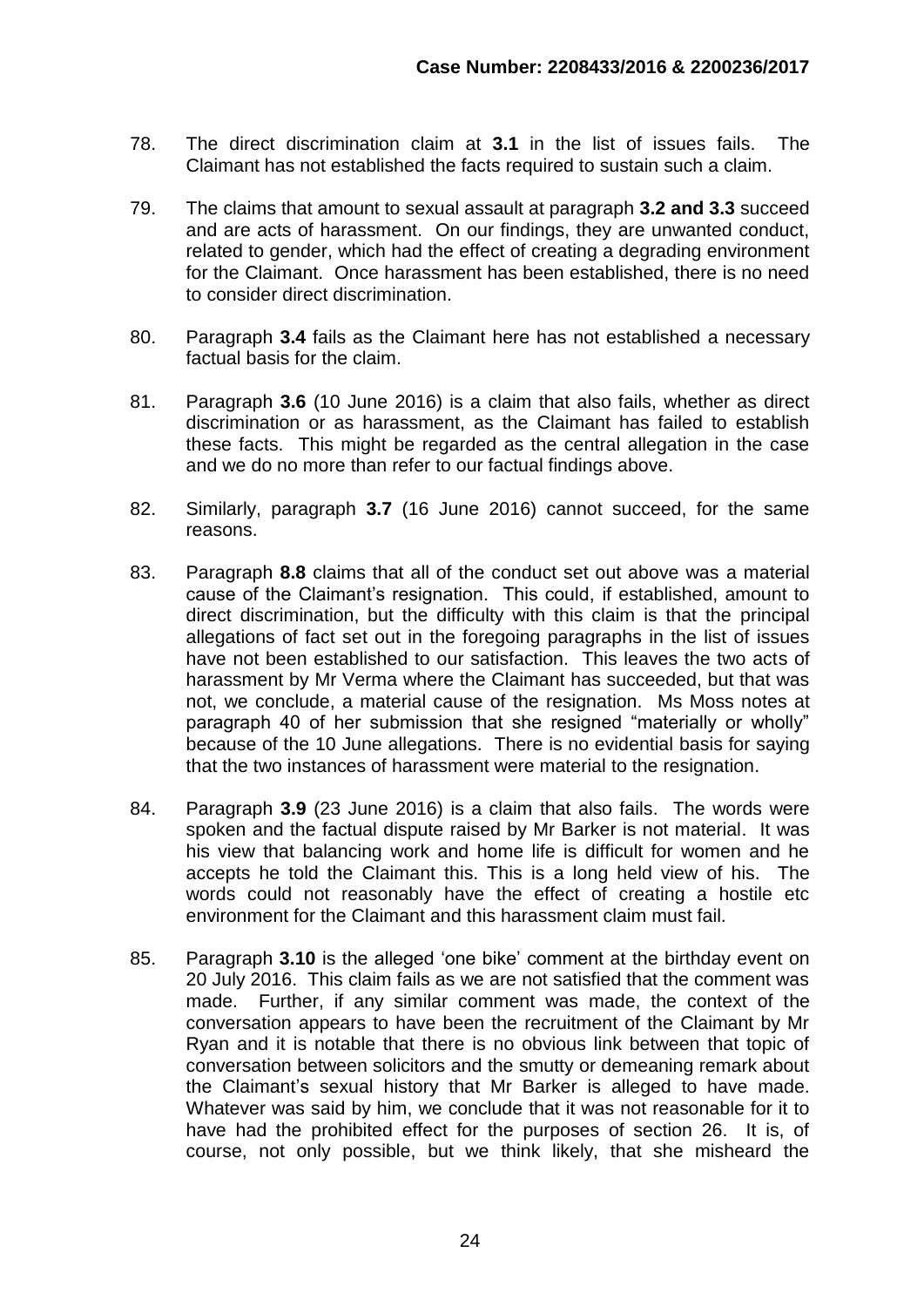78. The direct discrimination claim at **3.1** in the list of issues fails. The Claimant has not established the facts required to sustain such a claim.

79. The claims that amount to sexual assault at paragraph **3.2 and 3.3** succeed and are acts of harassment. On our findings, they are unwanted conduct, related to gender, which had the effect of creating a degrading environment for the Claimant. Once harassment has been established, there is no need to consider direct discrimination.

80. Paragraph **3.4** fails as the Claimant here has not established a necessary factual basis for the claim.

81. Paragraph **3.6** (10 June 2016) is a claim that also fails, whether as direct discrimination or as harassment, as the Claimant has failed to establish these facts. This might be regarded as the central allegation in the case and we do no more than refer to our factual findings above.

82. Similarly, paragraph **3.7** (16 June 2016) cannot succeed, for the same reasons.

83. Paragraph **8.8** claims that all of the conduct set out above was a material cause of the Claimant's resignation. This could, if established, amount to direct discrimination, but the difficulty with this claim is that the principal allegations of fact set out in the foregoing paragraphs in the list of issues have not been established to our satisfaction. This leaves the two acts of harassment by Mr Verma where the Claimant has succeeded, but that was not, we conclude, a material cause of the resignation. Ms Moss notes at paragraph 40 of her submission that she resigned "materially or wholly" because of the 10 June allegations. There is no evidential basis for saying that the two instances of harassment were material to the resignation.

84. Paragraph **3.9** (23 June 2016) is a claim that also fails. The words were spoken and the factual dispute raised by Mr Barker is not material. It was his view that balancing work and home life is difficult for women and he accepts he told the Claimant this. This is a long held view of his. The words could not reasonably have the effect of creating a hostile etc environment for the Claimant and this harassment claim must fail.

85. Paragraph **3.10** is the alleged 'one bike' comment at the birthday event on 20 July 2016. This claim fails as we are not satisfied that the comment was made. Further, if any similar comment was made, the context of the conversation appears to have been the recruitment of the Claimant by Mr Ryan and it is notable that there is no obvious link between that topic of conversation between solicitors and the smutty or demeaning remark about the Claimant's sexual history that Mr Barker is alleged to have made. Whatever was said by him, we conclude that it was not reasonable for it to have had the prohibited effect for the purposes of section 26. It is, of course, not only possible, but we think likely, that she misheard the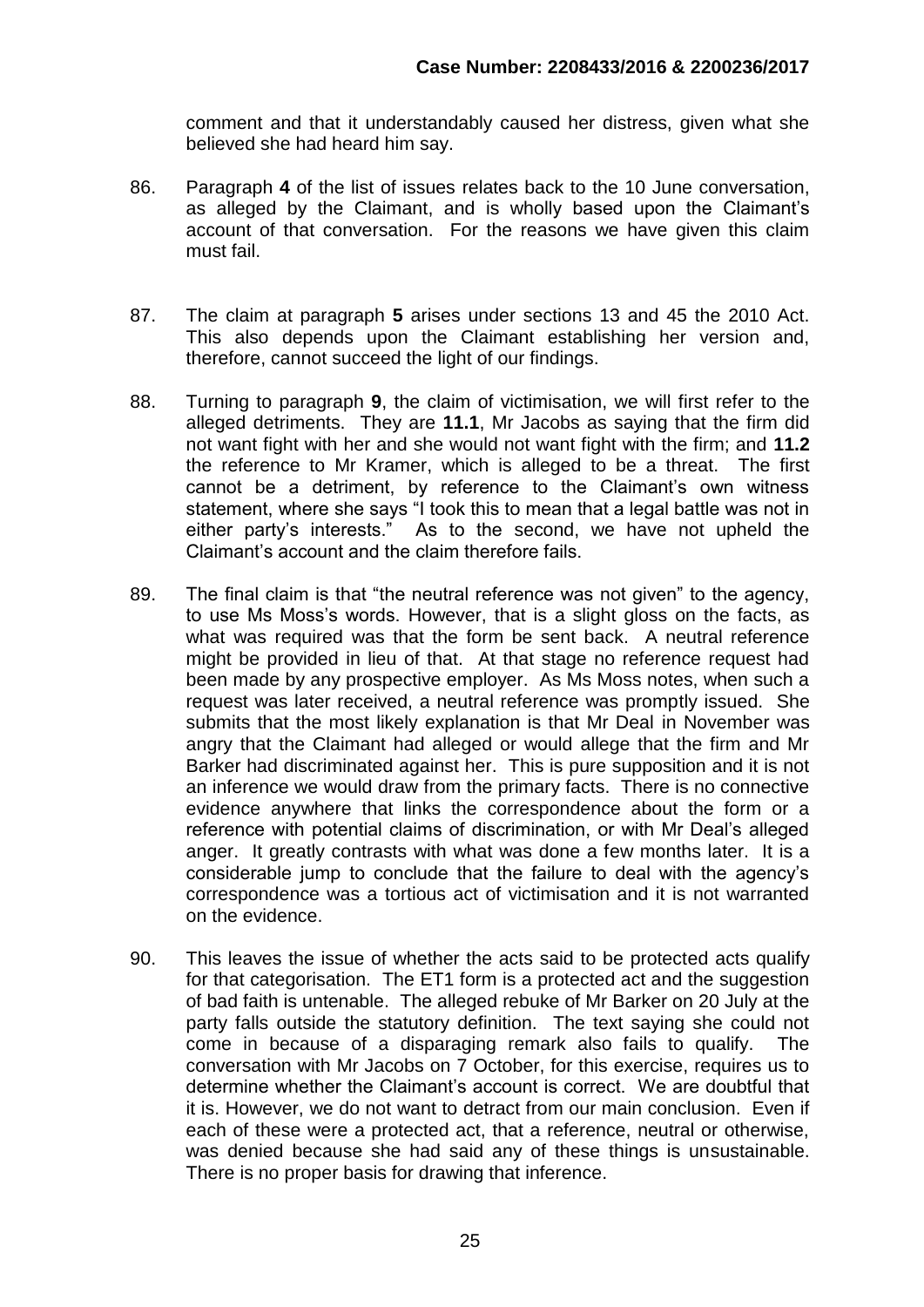comment and that it understandably caused her distress, given what she believed she had heard him say.

86. Paragraph **4** of the list of issues relates back to the 10 June conversation, as alleged by the Claimant, and is wholly based upon the Claimant's account of that conversation. For the reasons we have given this claim must fail.

87. The claim at paragraph **5** arises under sections 13 and 45 the 2010 Act. This also depends upon the Claimant establishing her version and, therefore, cannot succeed the light of our findings.

88. Turning to paragraph **9**, the claim of victimisation, we will first refer to the alleged detriments. They are **11.1**, Mr Jacobs as saying that the firm did not want fight with her and she would not want fight with the firm; and **11.2** the reference to Mr Kramer, which is alleged to be a threat. The first cannot be a detriment, by reference to the Claimant's own witness statement, where she says "I took this to mean that a legal battle was not in either party's interests." As to the second, we have not upheld the Claimant's account and the claim therefore fails.

89. The final claim is that "the neutral reference was not given" to the agency, to use Ms Moss's words. However, that is a slight gloss on the facts, as what was required was that the form be sent back. A neutral reference might be provided in lieu of that. At that stage no reference request had been made by any prospective employer. As Ms Moss notes, when such a request was later received, a neutral reference was promptly issued. She submits that the most likely explanation is that Mr Deal in November was angry that the Claimant had alleged or would allege that the firm and Mr Barker had discriminated against her. This is pure supposition and it is not an inference we would draw from the primary facts. There is no connective evidence anywhere that links the correspondence about the form or a reference with potential claims of discrimination, or with Mr Deal's alleged anger. It greatly contrasts with what was done a few months later. It is a considerable jump to conclude that the failure to deal with the agency's correspondence was a tortious act of victimisation and it is not warranted on the evidence.

90. This leaves the issue of whether the acts said to be protected acts qualify for that categorisation. The ET1 form is a protected act and the suggestion of bad faith is untenable. The alleged rebuke of Mr Barker on 20 July at the party falls outside the statutory definition. The text saying she could not come in because of a disparaging remark also fails to qualify. The conversation with Mr Jacobs on 7 October, for this exercise, requires us to determine whether the Claimant's account is correct. We are doubtful that it is. However, we do not want to detract from our main conclusion. Even if each of these were a protected act, that a reference, neutral or otherwise, was denied because she had said any of these things is unsustainable. There is no proper basis for drawing that inference.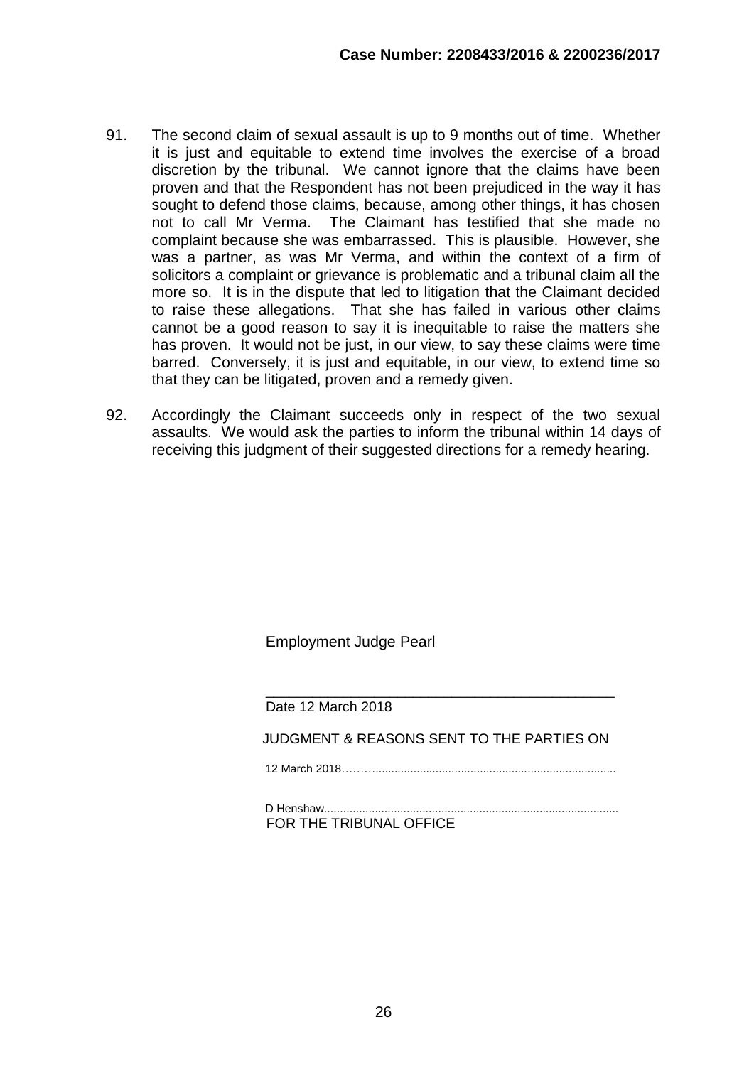91. The second claim of sexual assault is up to 9 months out of time. Whether it is just and equitable to extend time involves the exercise of a broad discretion by the tribunal. We cannot ignore that the claims have been proven and that the Respondent has not been prejudiced in the way it has sought to defend those claims, because, among other things, it has chosen not to call Mr Verma. The Claimant has testified that she made no complaint because she was embarrassed. This is plausible. However, she was a partner, as was Mr Verma, and within the context of a firm of solicitors a complaint or grievance is problematic and a tribunal claim all the more so. It is in the dispute that led to litigation that the Claimant decided to raise these allegations. That she has failed in various other claims cannot be a good reason to say it is inequitable to raise the matters she has proven. It would not be just, in our view, to say these claims were time barred. Conversely, it is just and equitable, in our view, to extend time so that they can be litigated, proven and a remedy given.

92. Accordingly the Claimant succeeds only in respect of the two sexual assaults. We would ask the parties to inform the tribunal within 14 days of receiving this judgment of their suggested directions for a remedy hearing.

Employment Judge Pearl

______________________________________________

Date 12 March 2018

JUDGMENT & REASONS SENT TO THE PARTIES ON

12 March 2018………..........................................................................

D Henshaw.............................................................................................

FOR THE TRIBUNAL OFFICE